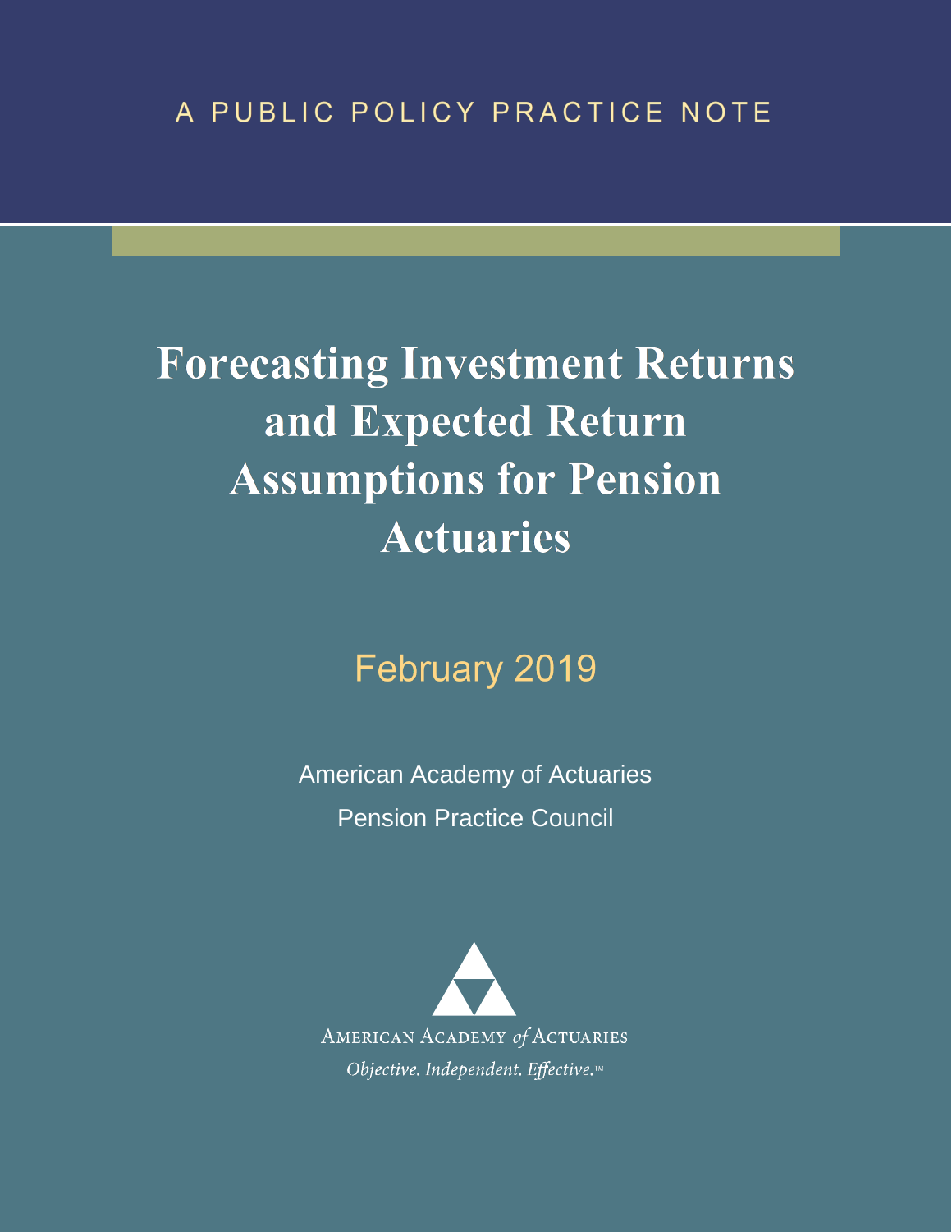A PUBLIC POLICY PRACTICE NOTE

# Forecasting Investment Returns and Expected Return Assumptions for Pension Actuaries

February 2019

American Academy of Actuaries

Pension Practice Council

AMERICAN ACADEMY *of* ACTUARIES

*Objective. Independent. Effective.*™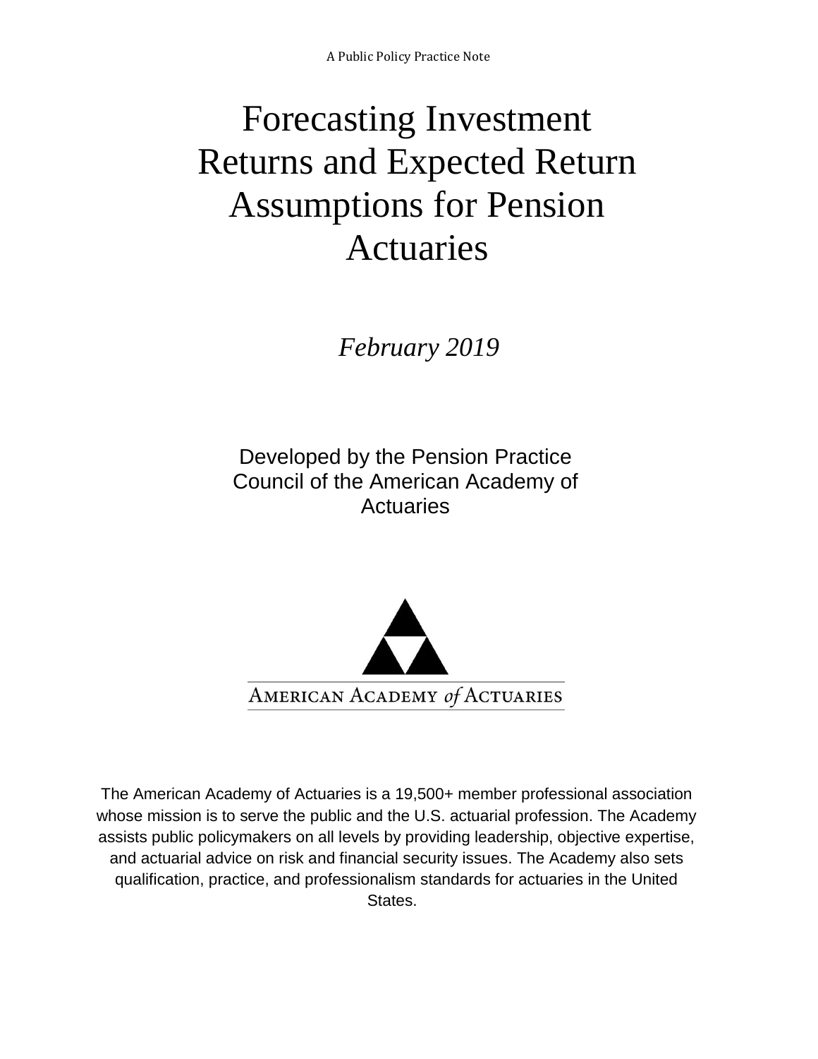A Public Policy Practice Note

# Forecasting Investment Returns and Expected Return Assumptions for Pension Actuaries

*February 2019*

Developed by the Pension Practice Council of the American Academy of Actuaries

AMERICAN ACADEMY *of* ACTUARIES

The American Academy of Actuaries is a 19,500+ member professional association whose mission is to serve the public and the U.S. actuarial profession. The Academy assists public policymakers on all levels by providing leadership, objective expertise, and actuarial advice on risk and financial security issues. The Academy also sets qualification, practice, and professionalism standards for actuaries in the United States.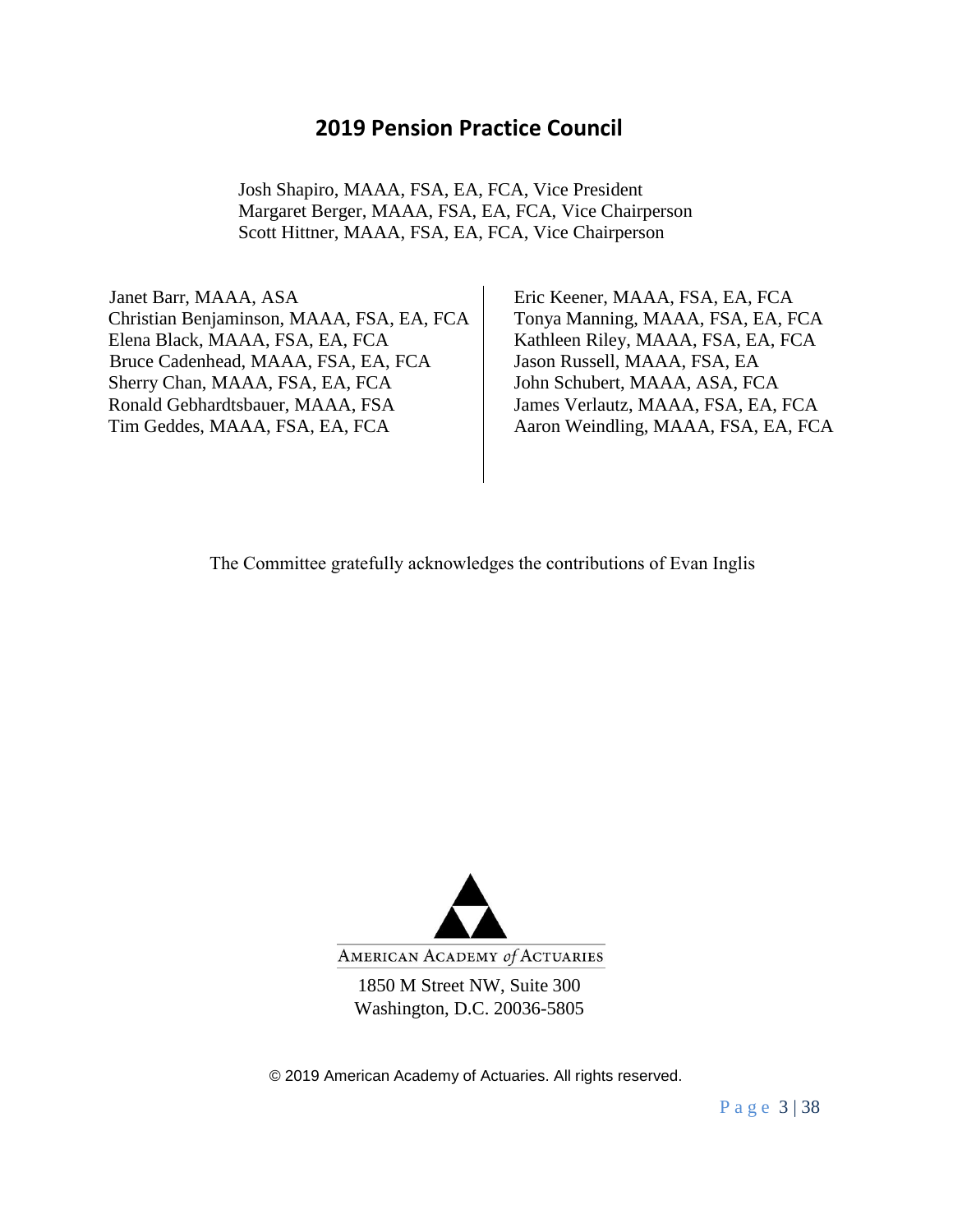## 2019 Pension Practice Council

Josh Shapiro, MAAA, FSA, EA, FCA, Vice President
Margaret Berger, MAAA, FSA, EA, FCA, Vice Chairperson
Scott Hittner, MAAA, FSA, EA, FCA, Vice Chairperson

Janet Barr, MAAA, ASA
Christian Benjaminson, MAAA, FSA, EA, FCA
Elena Black, MAAA, FSA, EA, FCA
Bruce Cadenhead, MAAA, FSA, EA, FCA
Sherry Chan, MAAA, FSA, EA, FCA
Ronald Gebhardtsbauer, MAAA, FSA
Tim Geddes, MAAA, FSA, EA, FCA
Eric Keener, MAAA, FSA, EA, FCA
Tonya Manning, MAAA, FSA, EA, FCA
Kathleen Riley, MAAA, FSA, EA, FCA
Jason Russell, MAAA, FSA, EA
John Schubert, MAAA, ASA, FCA
James Verlautz, MAAA, FSA, EA, FCA
Aaron Weindling, MAAA, FSA, EA, FCA

The Committee gratefully acknowledges the contributions of Evan Inglis

AMERICAN ACADEMY *of* ACTUARIES

1850 M Street NW, Suite 300
Washington, D.C. 20036-5805

© 2019 American Academy of Actuaries. All rights reserved.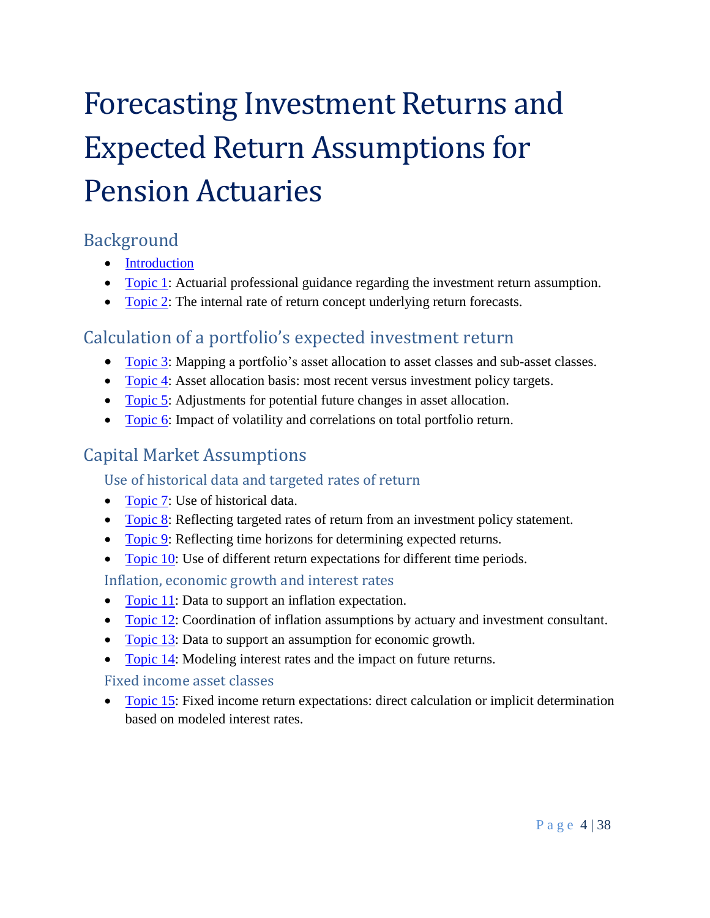# Forecasting Investment Returns and Expected Return Assumptions for Pension Actuaries

## Background

- Introduction
- Topic 1: Actuarial professional guidance regarding the investment return assumption.
- Topic 2: The internal rate of return concept underlying return forecasts.

## Calculation of a portfolio's expected investment return

- Topic 3: Mapping a portfolio's asset allocation to asset classes and sub-asset classes.
- Topic 4: Asset allocation basis: most recent versus investment policy targets.
- Topic 5: Adjustments for potential future changes in asset allocation.
- Topic 6: Impact of volatility and correlations on total portfolio return.

## Capital Market Assumptions

### Use of historical data and targeted rates of return

- Topic 7: Use of historical data.
- Topic 8: Reflecting targeted rates of return from an investment policy statement.
- Topic 9: Reflecting time horizons for determining expected returns.
- Topic 10: Use of different return expectations for different time periods.

### Inflation, economic growth and interest rates

- Topic 11: Data to support an inflation expectation.
- Topic 12: Coordination of inflation assumptions by actuary and investment consultant.
- Topic 13: Data to support an assumption for economic growth.
- Topic 14: Modeling interest rates and the impact on future returns.

### Fixed income asset classes

- Topic 15: Fixed income return expectations: direct calculation or implicit determination based on modeled interest rates.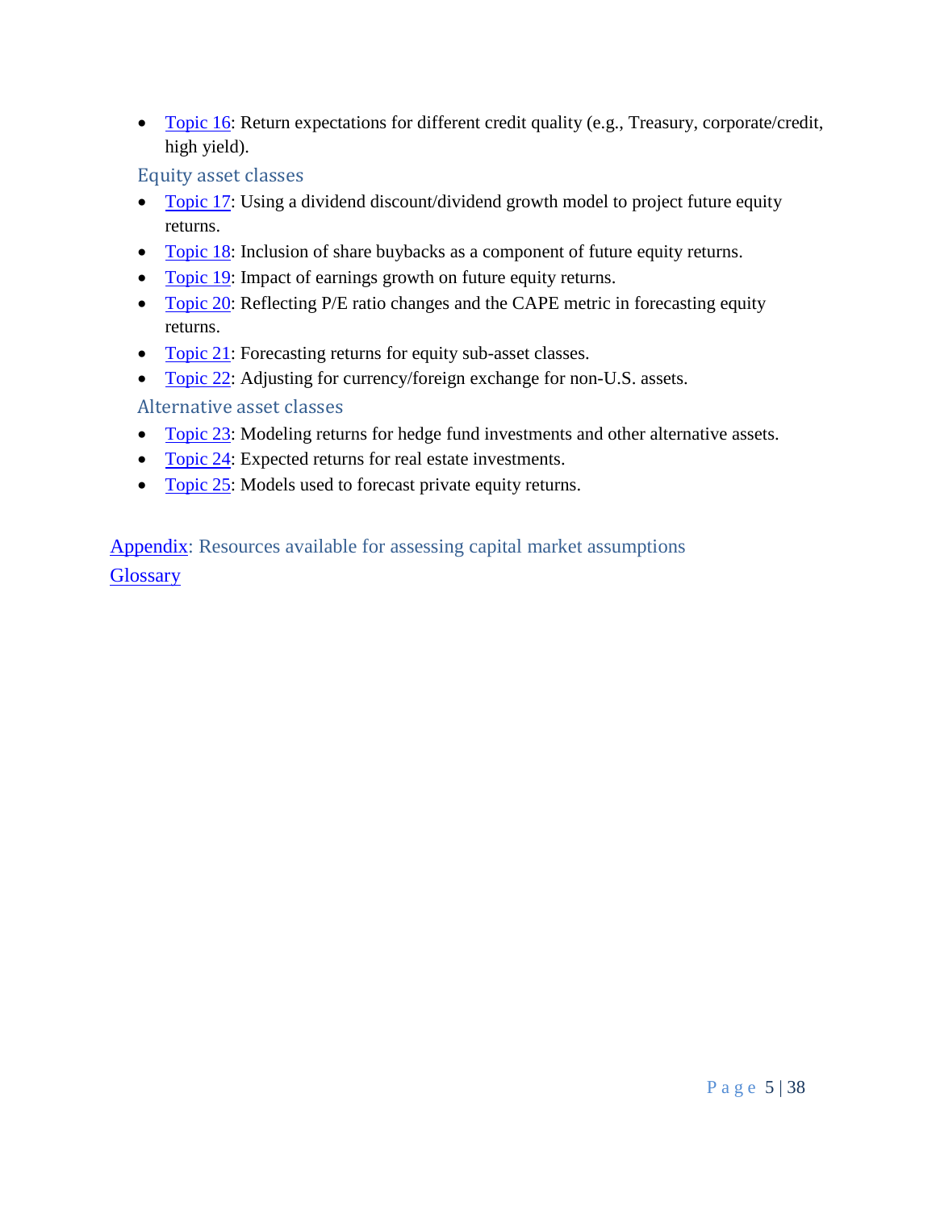- Topic 16: Return expectations for different credit quality (e.g., Treasury, corporate/credit, high yield).

### Equity asset classes

- Topic 17: Using a dividend discount/dividend growth model to project future equity returns.
- Topic 18: Inclusion of share buybacks as a component of future equity returns.
- Topic 19: Impact of earnings growth on future equity returns.
- Topic 20: Reflecting P/E ratio changes and the CAPE metric in forecasting equity returns.
- Topic 21: Forecasting returns for equity sub-asset classes.
- Topic 22: Adjusting for currency/foreign exchange for non-U.S. assets.

### Alternative asset classes

- Topic 23: Modeling returns for hedge fund investments and other alternative assets.
- Topic 24: Expected returns for real estate investments.
- Topic 25: Models used to forecast private equity returns.

## Appendix: Resources available for assessing capital market assumptions

## Glossary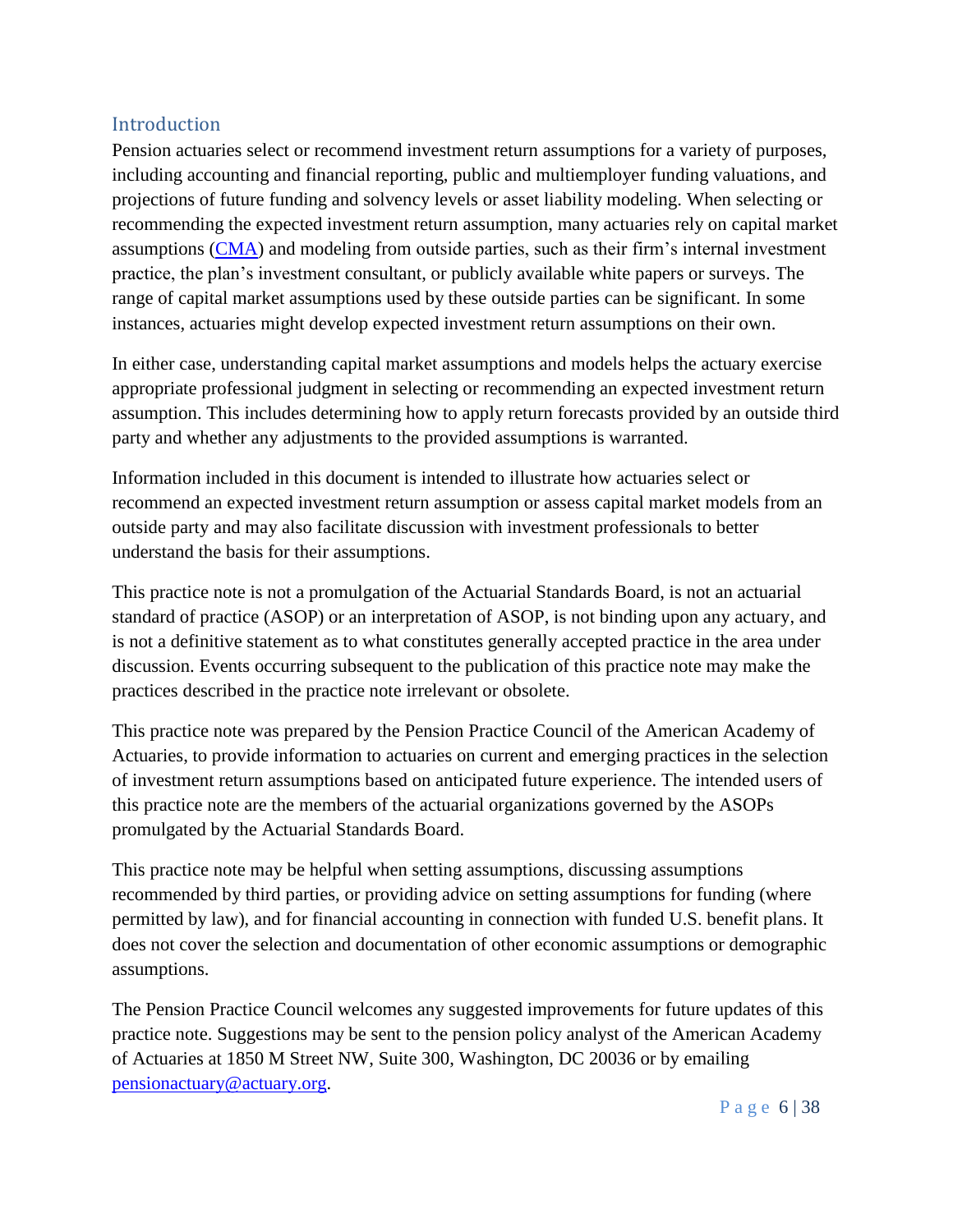## Introduction

Pension actuaries select or recommend investment return assumptions for a variety of purposes, including accounting and financial reporting, public and multiemployer funding valuations, and projections of future funding and solvency levels or asset liability modeling. When selecting or recommending the expected investment return assumption, many actuaries rely on capital market assumptions (CMA) and modeling from outside parties, such as their firm's internal investment practice, the plan's investment consultant, or publicly available white papers or surveys. The range of capital market assumptions used by these outside parties can be significant. In some instances, actuaries might develop expected investment return assumptions on their own.

In either case, understanding capital market assumptions and models helps the actuary exercise appropriate professional judgment in selecting or recommending an expected investment return assumption. This includes determining how to apply return forecasts provided by an outside third party and whether any adjustments to the provided assumptions is warranted.

Information included in this document is intended to illustrate how actuaries select or recommend an expected investment return assumption or assess capital market models from an outside party and may also facilitate discussion with investment professionals to better understand the basis for their assumptions.

This practice note is not a promulgation of the Actuarial Standards Board, is not an actuarial standard of practice (ASOP) or an interpretation of ASOP, is not binding upon any actuary, and is not a definitive statement as to what constitutes generally accepted practice in the area under discussion. Events occurring subsequent to the publication of this practice note may make the practices described in the practice note irrelevant or obsolete.

This practice note was prepared by the Pension Practice Council of the American Academy of Actuaries, to provide information to actuaries on current and emerging practices in the selection of investment return assumptions based on anticipated future experience. The intended users of this practice note are the members of the actuarial organizations governed by the ASOPs promulgated by the Actuarial Standards Board.

This practice note may be helpful when setting assumptions, discussing assumptions recommended by third parties, or providing advice on setting assumptions for funding (where permitted by law), and for financial accounting in connection with funded U.S. benefit plans. It does not cover the selection and documentation of other economic assumptions or demographic assumptions.

The Pension Practice Council welcomes any suggested improvements for future updates of this practice note. Suggestions may be sent to the pension policy analyst of the American Academy of Actuaries at 1850 M Street NW, Suite 300, Washington, DC 20036 or by emailing pensionactuary@actuary.org.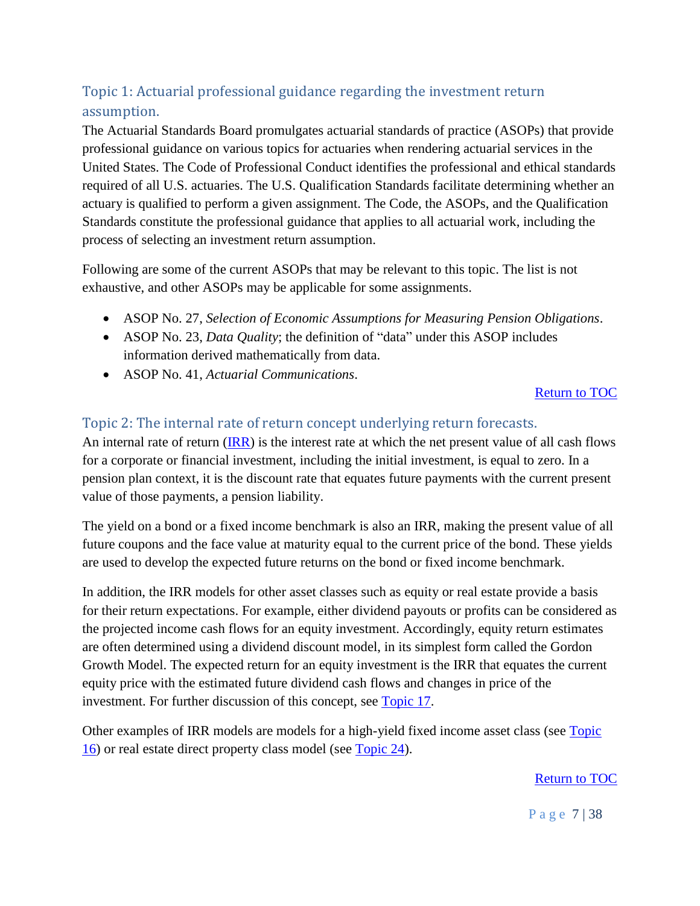## Topic 1: Actuarial professional guidance regarding the investment return assumption.

The Actuarial Standards Board promulgates actuarial standards of practice (ASOPs) that provide professional guidance on various topics for actuaries when rendering actuarial services in the United States. The Code of Professional Conduct identifies the professional and ethical standards required of all U.S. actuaries. The U.S. Qualification Standards facilitate determining whether an actuary is qualified to perform a given assignment. The Code, the ASOPs, and the Qualification Standards constitute the professional guidance that applies to all actuarial work, including the process of selecting an investment return assumption.

Following are some of the current ASOPs that may be relevant to this topic. The list is not exhaustive, and other ASOPs may be applicable for some assignments.

- ASOP No. 27, *Selection of Economic Assumptions for Measuring Pension Obligations*.
- ASOP No. 23, *Data Quality*; the definition of "data" under this ASOP includes information derived mathematically from data.
- ASOP No. 41, *Actuarial Communications*.

Return to TOC

## Topic 2: The internal rate of return concept underlying return forecasts.

An internal rate of return (IRR) is the interest rate at which the net present value of all cash flows for a corporate or financial investment, including the initial investment, is equal to zero. In a pension plan context, it is the discount rate that equates future payments with the current present value of those payments, a pension liability.

The yield on a bond or a fixed income benchmark is also an IRR, making the present value of all future coupons and the face value at maturity equal to the current price of the bond. These yields are used to develop the expected future returns on the bond or fixed income benchmark.

In addition, the IRR models for other asset classes such as equity or real estate provide a basis for their return expectations. For example, either dividend payouts or profits can be considered as the projected income cash flows for an equity investment. Accordingly, equity return estimates are often determined using a dividend discount model, in its simplest form called the Gordon Growth Model. The expected return for an equity investment is the IRR that equates the current equity price with the estimated future dividend cash flows and changes in price of the investment. For further discussion of this concept, see Topic 17.

Other examples of IRR models are models for a high-yield fixed income asset class (see Topic 16) or real estate direct property class model (see Topic 24).

Return to TOC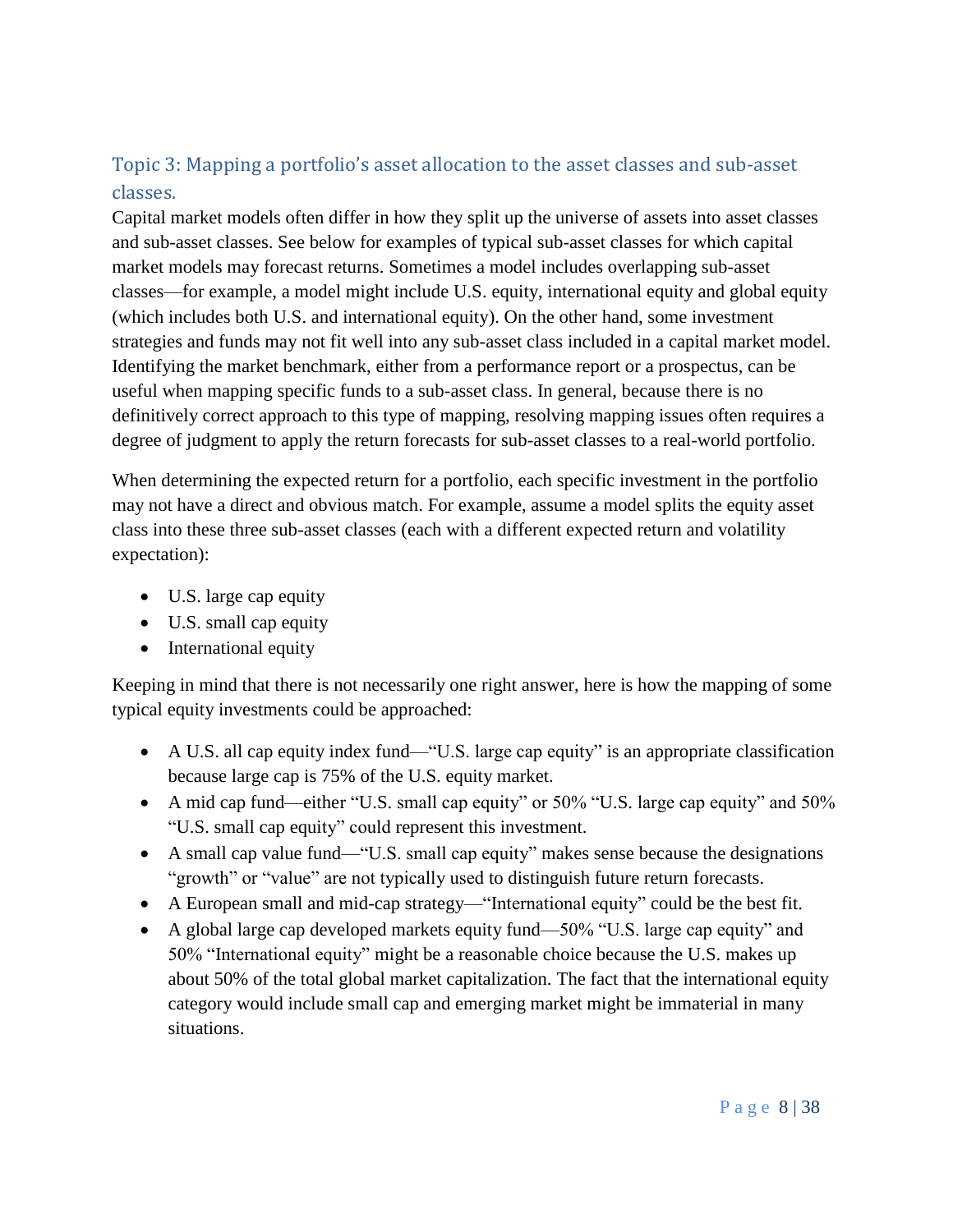## Topic 3: Mapping a portfolio's asset allocation to the asset classes and sub-asset classes.

Capital market models often differ in how they split up the universe of assets into asset classes and sub-asset classes. See below for examples of typical sub-asset classes for which capital market models may forecast returns. Sometimes a model includes overlapping sub-asset classes—for example, a model might include U.S. equity, international equity and global equity (which includes both U.S. and international equity). On the other hand, some investment strategies and funds may not fit well into any sub-asset class included in a capital market model. Identifying the market benchmark, either from a performance report or a prospectus, can be useful when mapping specific funds to a sub-asset class. In general, because there is no definitively correct approach to this type of mapping, resolving mapping issues often requires a degree of judgment to apply the return forecasts for sub-asset classes to a real-world portfolio.

When determining the expected return for a portfolio, each specific investment in the portfolio may not have a direct and obvious match. For example, assume a model splits the equity asset class into these three sub-asset classes (each with a different expected return and volatility expectation):

- U.S. large cap equity
- U.S. small cap equity
- International equity

Keeping in mind that there is not necessarily one right answer, here is how the mapping of some typical equity investments could be approached:

- A U.S. all cap equity index fund—"U.S. large cap equity" is an appropriate classification because large cap is 75% of the U.S. equity market.
- A mid cap fund—either "U.S. small cap equity" or 50% "U.S. large cap equity" and 50% "U.S. small cap equity" could represent this investment.
- A small cap value fund—"U.S. small cap equity" makes sense because the designations "growth" or "value" are not typically used to distinguish future return forecasts.
- A European small and mid-cap strategy—"International equity" could be the best fit.
- A global large cap developed markets equity fund—50% "U.S. large cap equity" and 50% "International equity" might be a reasonable choice because the U.S. makes up about 50% of the total global market capitalization. The fact that the international equity category would include small cap and emerging market might be immaterial in many situations.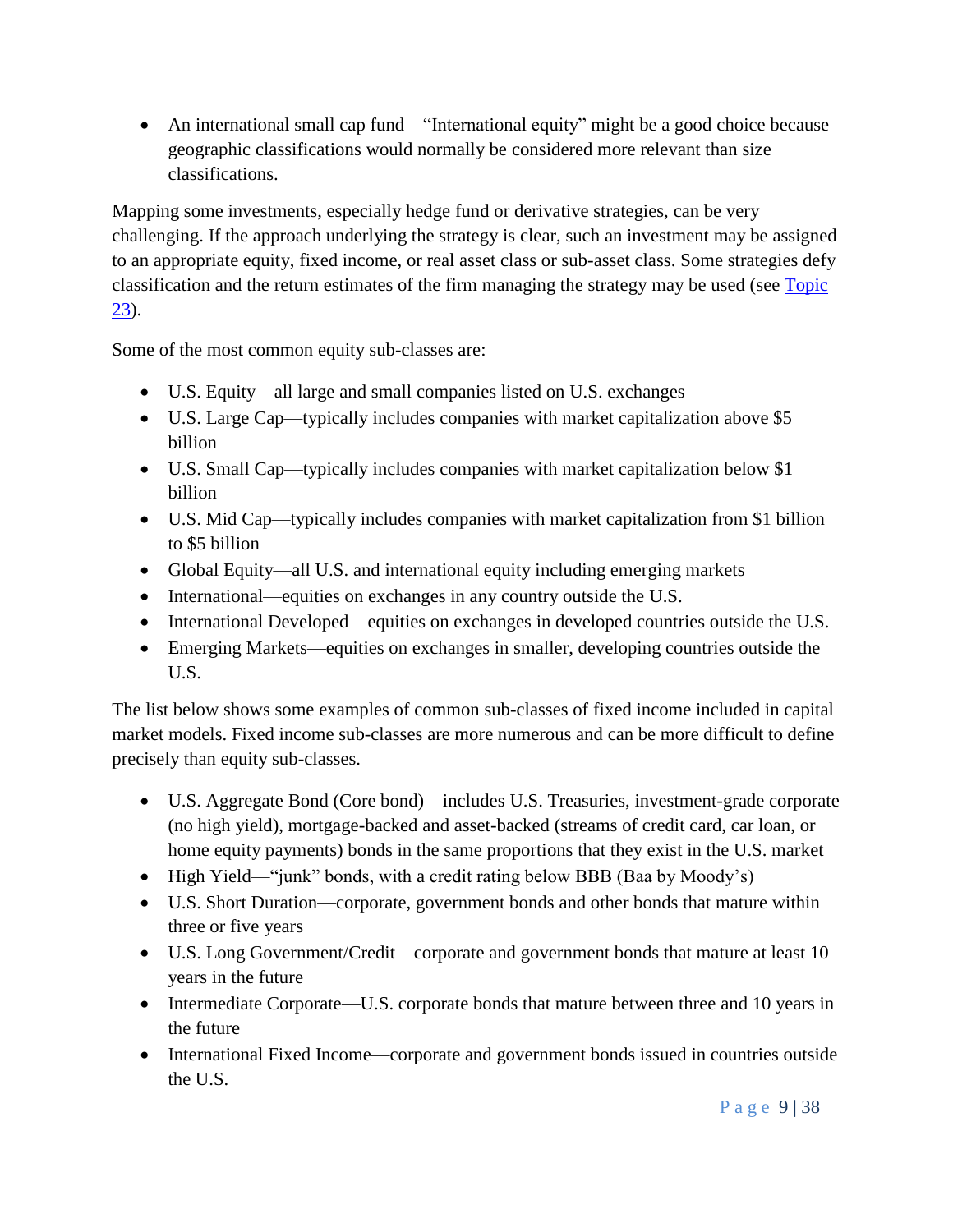- An international small cap fund—"International equity" might be a good choice because geographic classifications would normally be considered more relevant than size classifications.

Mapping some investments, especially hedge fund or derivative strategies, can be very challenging. If the approach underlying the strategy is clear, such an investment may be assigned to an appropriate equity, fixed income, or real asset class or sub-asset class. Some strategies defy classification and the return estimates of the firm managing the strategy may be used (see Topic 23).

Some of the most common equity sub-classes are:

- U.S. Equity—all large and small companies listed on U.S. exchanges
- U.S. Large Cap—typically includes companies with market capitalization above $5 billion
- U.S. Small Cap—typically includes companies with market capitalization below $1 billion
- U.S. Mid Cap—typically includes companies with market capitalization from $1 billion to $5 billion
- Global Equity—all U.S. and international equity including emerging markets
- International—equities on exchanges in any country outside the U.S.
- International Developed—equities on exchanges in developed countries outside the U.S.
- Emerging Markets—equities on exchanges in smaller, developing countries outside the U.S.

The list below shows some examples of common sub-classes of fixed income included in capital market models. Fixed income sub-classes are more numerous and can be more difficult to define precisely than equity sub-classes.

- U.S. Aggregate Bond (Core bond)—includes U.S. Treasuries, investment-grade corporate (no high yield), mortgage-backed and asset-backed (streams of credit card, car loan, or home equity payments) bonds in the same proportions that they exist in the U.S. market
- High Yield—"junk" bonds, with a credit rating below BBB (Baa by Moody's)
- U.S. Short Duration—corporate, government bonds and other bonds that mature within three or five years
- U.S. Long Government/Credit—corporate and government bonds that mature at least 10 years in the future
- Intermediate Corporate—U.S. corporate bonds that mature between three and 10 years in the future
- International Fixed Income—corporate and government bonds issued in countries outside the U.S.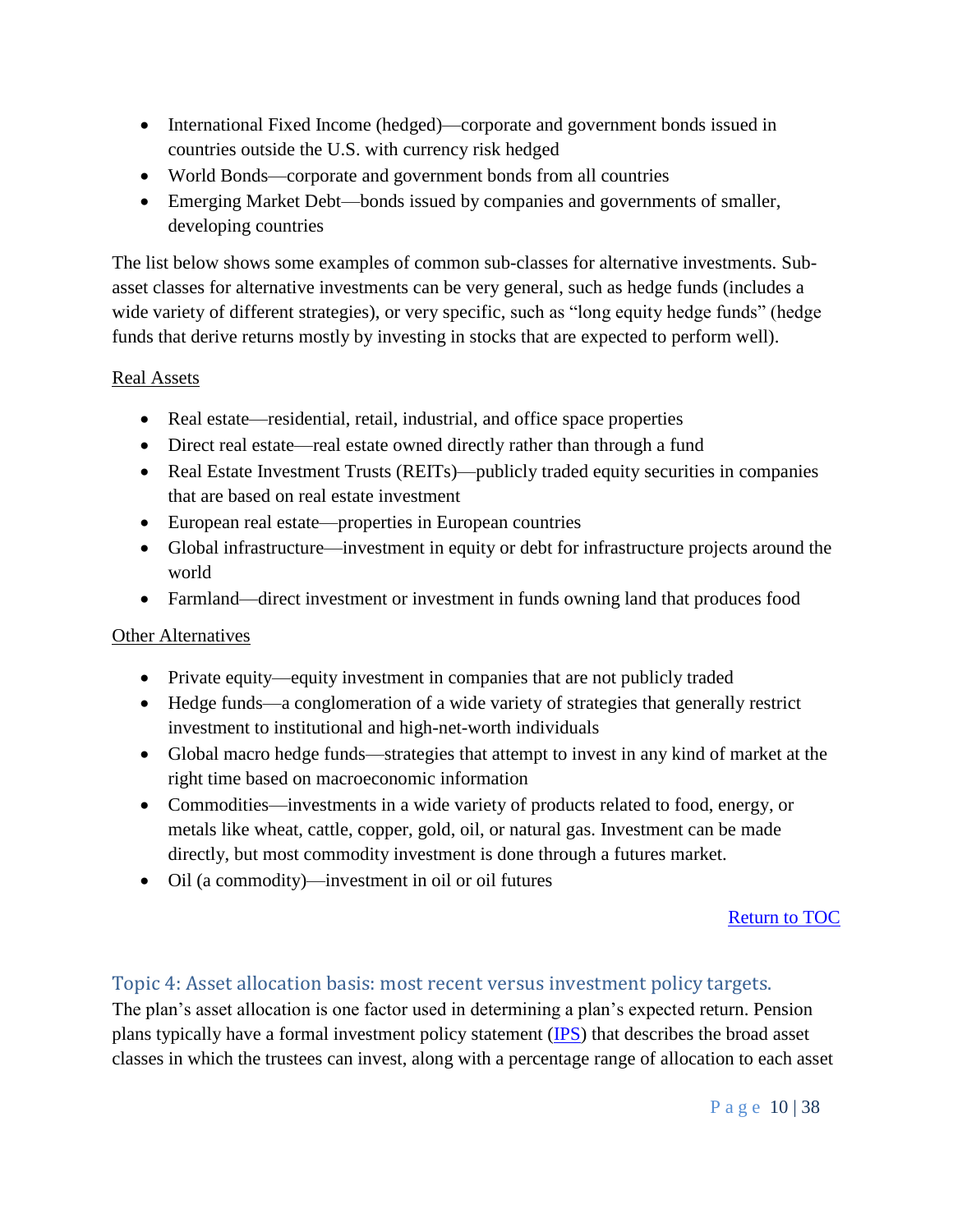- International Fixed Income (hedged)—corporate and government bonds issued in countries outside the U.S. with currency risk hedged
- World Bonds—corporate and government bonds from all countries
- Emerging Market Debt—bonds issued by companies and governments of smaller, developing countries

The list below shows some examples of common sub-classes for alternative investments. Sub-asset classes for alternative investments can be very general, such as hedge funds (includes a wide variety of different strategies), or very specific, such as "long equity hedge funds" (hedge funds that derive returns mostly by investing in stocks that are expected to perform well).

Real Assets

- Real estate—residential, retail, industrial, and office space properties
- Direct real estate—real estate owned directly rather than through a fund
- Real Estate Investment Trusts (REITs)—publicly traded equity securities in companies that are based on real estate investment
- European real estate—properties in European countries
- Global infrastructure—investment in equity or debt for infrastructure projects around the world
- Farmland—direct investment or investment in funds owning land that produces food

Other Alternatives

- Private equity—equity investment in companies that are not publicly traded
- Hedge funds—a conglomeration of a wide variety of strategies that generally restrict investment to institutional and high-net-worth individuals
- Global macro hedge funds—strategies that attempt to invest in any kind of market at the right time based on macroeconomic information
- Commodities—investments in a wide variety of products related to food, energy, or metals like wheat, cattle, copper, gold, oil, or natural gas. Investment can be made directly, but most commodity investment is done through a futures market.
- Oil (a commodity)—investment in oil or oil futures

Return to TOC

## Topic 4: Asset allocation basis: most recent versus investment policy targets.

The plan's asset allocation is one factor used in determining a plan's expected return. Pension plans typically have a formal investment policy statement (IPS) that describes the broad asset classes in which the trustees can invest, along with a percentage range of allocation to each asset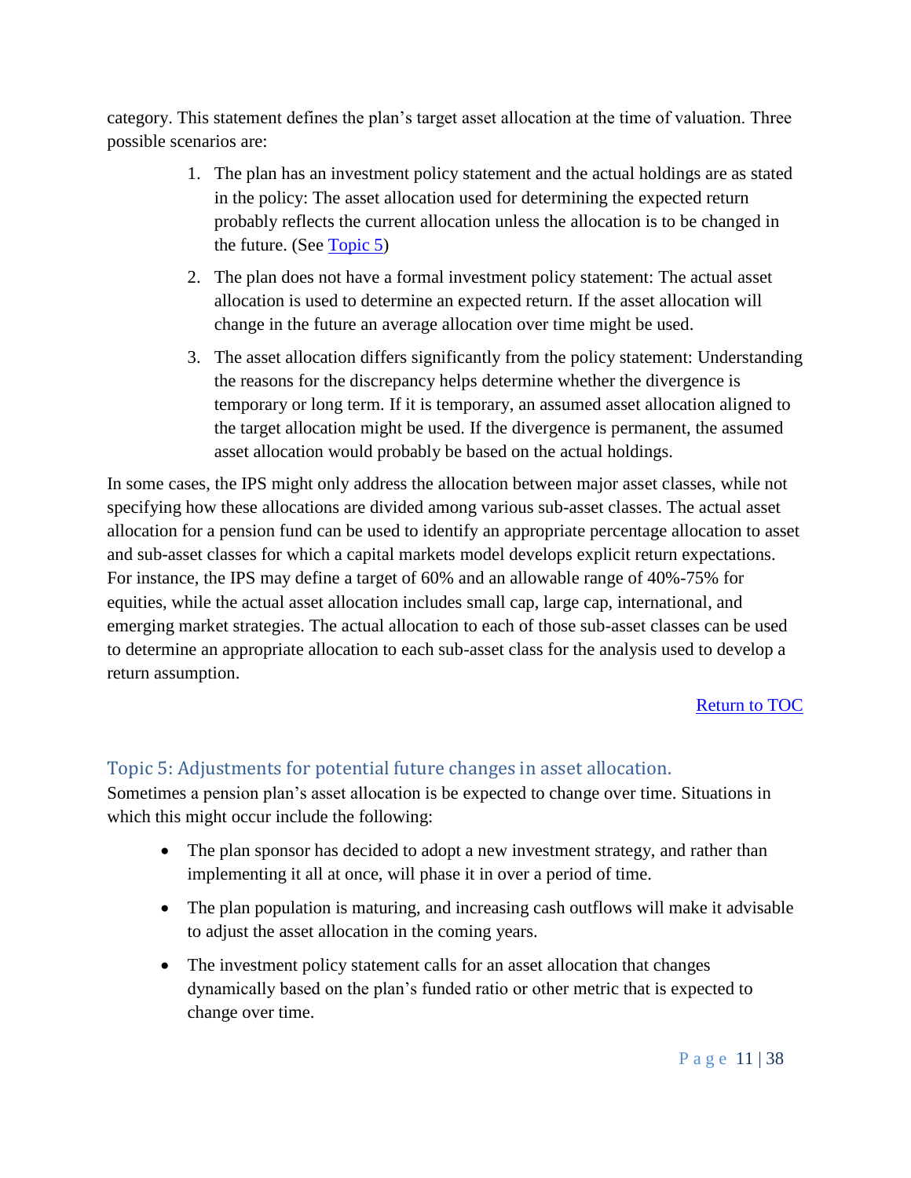category. This statement defines the plan's target asset allocation at the time of valuation. Three possible scenarios are:

1. The plan has an investment policy statement and the actual holdings are as stated in the policy: The asset allocation used for determining the expected return probably reflects the current allocation unless the allocation is to be changed in the future. (See Topic 5)
2. The plan does not have a formal investment policy statement: The actual asset allocation is used to determine an expected return. If the asset allocation will change in the future an average allocation over time might be used.
3. The asset allocation differs significantly from the policy statement: Understanding the reasons for the discrepancy helps determine whether the divergence is temporary or long term. If it is temporary, an assumed asset allocation aligned to the target allocation might be used. If the divergence is permanent, the assumed asset allocation would probably be based on the actual holdings.

In some cases, the IPS might only address the allocation between major asset classes, while not specifying how these allocations are divided among various sub-asset classes. The actual asset allocation for a pension fund can be used to identify an appropriate percentage allocation to asset and sub-asset classes for which a capital markets model develops explicit return expectations. For instance, the IPS may define a target of 60% and an allowable range of 40%-75% for equities, while the actual asset allocation includes small cap, large cap, international, and emerging market strategies. The actual allocation to each of those sub-asset classes can be used to determine an appropriate allocation to each sub-asset class for the analysis used to develop a return assumption.

Return to TOC

## Topic 5: Adjustments for potential future changes in asset allocation.

Sometimes a pension plan's asset allocation is be expected to change over time. Situations in which this might occur include the following:

- The plan sponsor has decided to adopt a new investment strategy, and rather than implementing it all at once, will phase it in over a period of time.
- The plan population is maturing, and increasing cash outflows will make it advisable to adjust the asset allocation in the coming years.
- The investment policy statement calls for an asset allocation that changes dynamically based on the plan's funded ratio or other metric that is expected to change over time.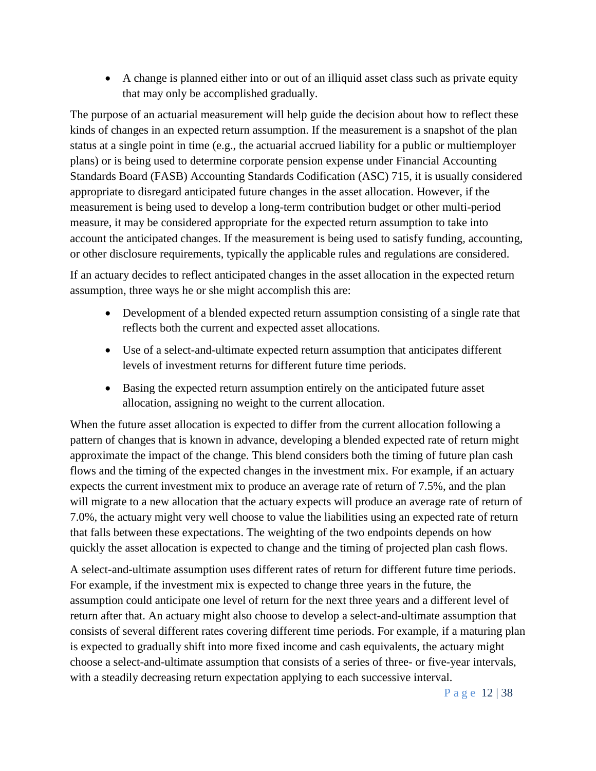- A change is planned either into or out of an illiquid asset class such as private equity that may only be accomplished gradually.

The purpose of an actuarial measurement will help guide the decision about how to reflect these kinds of changes in an expected return assumption. If the measurement is a snapshot of the plan status at a single point in time (e.g., the actuarial accrued liability for a public or multiemployer plans) or is being used to determine corporate pension expense under Financial Accounting Standards Board (FASB) Accounting Standards Codification (ASC) 715, it is usually considered appropriate to disregard anticipated future changes in the asset allocation. However, if the measurement is being used to develop a long-term contribution budget or other multi-period measure, it may be considered appropriate for the expected return assumption to take into account the anticipated changes. If the measurement is being used to satisfy funding, accounting, or other disclosure requirements, typically the applicable rules and regulations are considered.

If an actuary decides to reflect anticipated changes in the asset allocation in the expected return assumption, three ways he or she might accomplish this are:

- Development of a blended expected return assumption consisting of a single rate that reflects both the current and expected asset allocations.
- Use of a select-and-ultimate expected return assumption that anticipates different levels of investment returns for different future time periods.
- Basing the expected return assumption entirely on the anticipated future asset allocation, assigning no weight to the current allocation.

When the future asset allocation is expected to differ from the current allocation following a pattern of changes that is known in advance, developing a blended expected rate of return might approximate the impact of the change. This blend considers both the timing of future plan cash flows and the timing of the expected changes in the investment mix. For example, if an actuary expects the current investment mix to produce an average rate of return of 7.5%, and the plan will migrate to a new allocation that the actuary expects will produce an average rate of return of 7.0%, the actuary might very well choose to value the liabilities using an expected rate of return that falls between these expectations. The weighting of the two endpoints depends on how quickly the asset allocation is expected to change and the timing of projected plan cash flows.

A select-and-ultimate assumption uses different rates of return for different future time periods. For example, if the investment mix is expected to change three years in the future, the assumption could anticipate one level of return for the next three years and a different level of return after that. An actuary might also choose to develop a select-and-ultimate assumption that consists of several different rates covering different time periods. For example, if a maturing plan is expected to gradually shift into more fixed income and cash equivalents, the actuary might choose a select-and-ultimate assumption that consists of a series of three- or five-year intervals, with a steadily decreasing return expectation applying to each successive interval.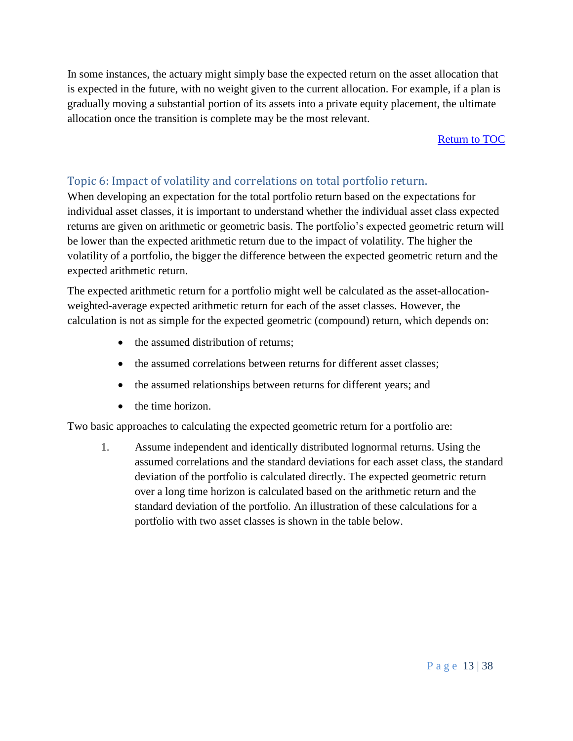In some instances, the actuary might simply base the expected return on the asset allocation that is expected in the future, with no weight given to the current allocation. For example, if a plan is gradually moving a substantial portion of its assets into a private equity placement, the ultimate allocation once the transition is complete may be the most relevant.

Return to TOC

## Topic 6: Impact of volatility and correlations on total portfolio return.

When developing an expectation for the total portfolio return based on the expectations for individual asset classes, it is important to understand whether the individual asset class expected returns are given on arithmetic or geometric basis. The portfolio's expected geometric return will be lower than the expected arithmetic return due to the impact of volatility. The higher the volatility of a portfolio, the bigger the difference between the expected geometric return and the expected arithmetic return.

The expected arithmetic return for a portfolio might well be calculated as the asset-allocation-weighted-average expected arithmetic return for each of the asset classes. However, the calculation is not as simple for the expected geometric (compound) return, which depends on:

- the assumed distribution of returns;
- the assumed correlations between returns for different asset classes;
- the assumed relationships between returns for different years; and
- the time horizon.

Two basic approaches to calculating the expected geometric return for a portfolio are:

1. Assume independent and identically distributed lognormal returns. Using the assumed correlations and the standard deviations for each asset class, the standard deviation of the portfolio is calculated directly. The expected geometric return over a long time horizon is calculated based on the arithmetic return and the standard deviation of the portfolio. An illustration of these calculations for a portfolio with two asset classes is shown in the table below.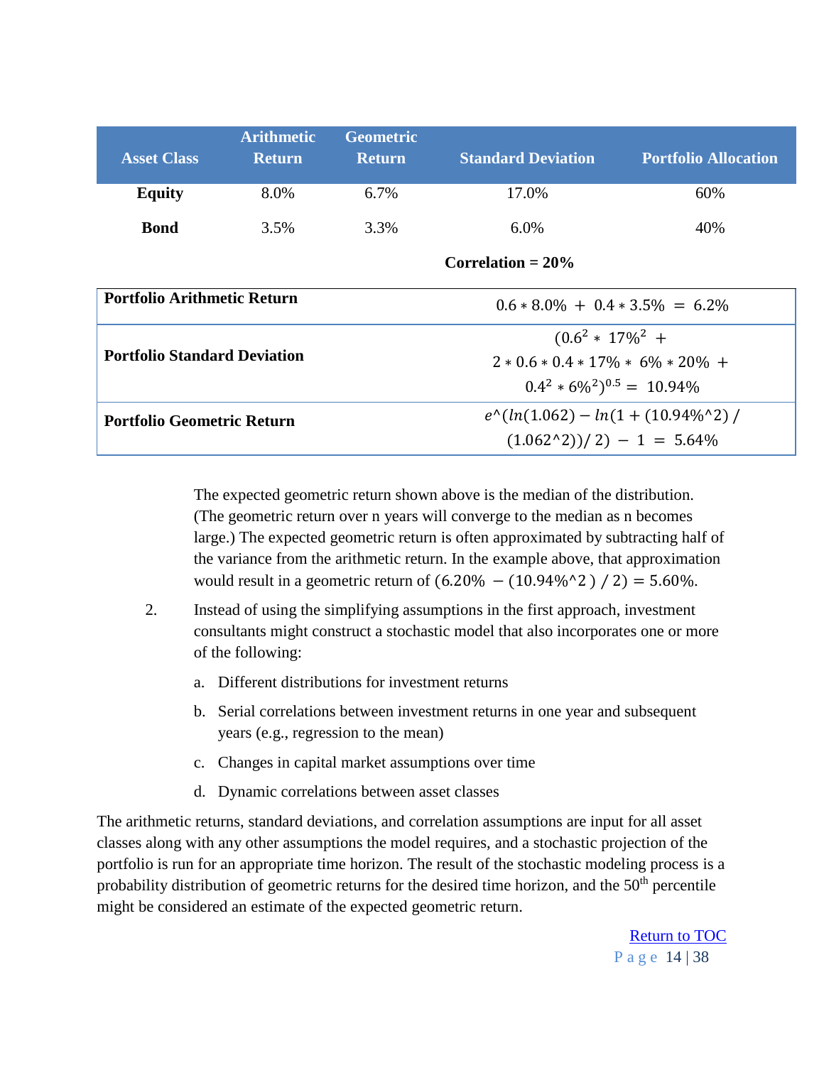| Asset Class | Arithmetic Return | Geometric Return | Standard Deviation | Portfolio Allocation |
|---|---|---|---|---|
| **Equity** | 8.0% | 6.7% | 17.0% | 60% |
| **Bond** | 3.5% | 3.3% | 6.0% | 40% |

**Correlation = 20%**

| | |
|---|---|
| **Portfolio Arithmetic Return** | $0.6 * 8.0\% + 0.4 * 3.5\% = 6.2\%$ |
| **Portfolio Standard Deviation** | $(0.6^2 * 17\%^2 + 2 * 0.6 * 0.4 * 17\% * 6\% * 20\% + 0.4^2 * 6\%^2)^{0.5} = 10.94\%$ |
| **Portfolio Geometric Return** | $e\hat{}(ln(1.062) - ln(1 + (10.94\%\hat{}2) / (1.062\hat{}2)) / 2) - 1 = 5.64\%$ |

The expected geometric return shown above is the median of the distribution. (The geometric return over n years will converge to the median as n becomes large.) The expected geometric return is often approximated by subtracting half of the variance from the arithmetic return. In the example above, that approximation would result in a geometric return of $(6.20\% - (10.94\%\hat{}2) / 2) = 5.60\%$.

2. Instead of using the simplifying assumptions in the first approach, investment consultants might construct a stochastic model that also incorporates one or more of the following:

   a. Different distributions for investment returns

   b. Serial correlations between investment returns in one year and subsequent years (e.g., regression to the mean)

   c. Changes in capital market assumptions over time

   d. Dynamic correlations between asset classes

The arithmetic returns, standard deviations, and correlation assumptions are input for all asset classes along with any other assumptions the model requires, and a stochastic projection of the portfolio is run for an appropriate time horizon. The result of the stochastic modeling process is a probability distribution of geometric returns for the desired time horizon, and the 50th percentile might be considered an estimate of the expected geometric return.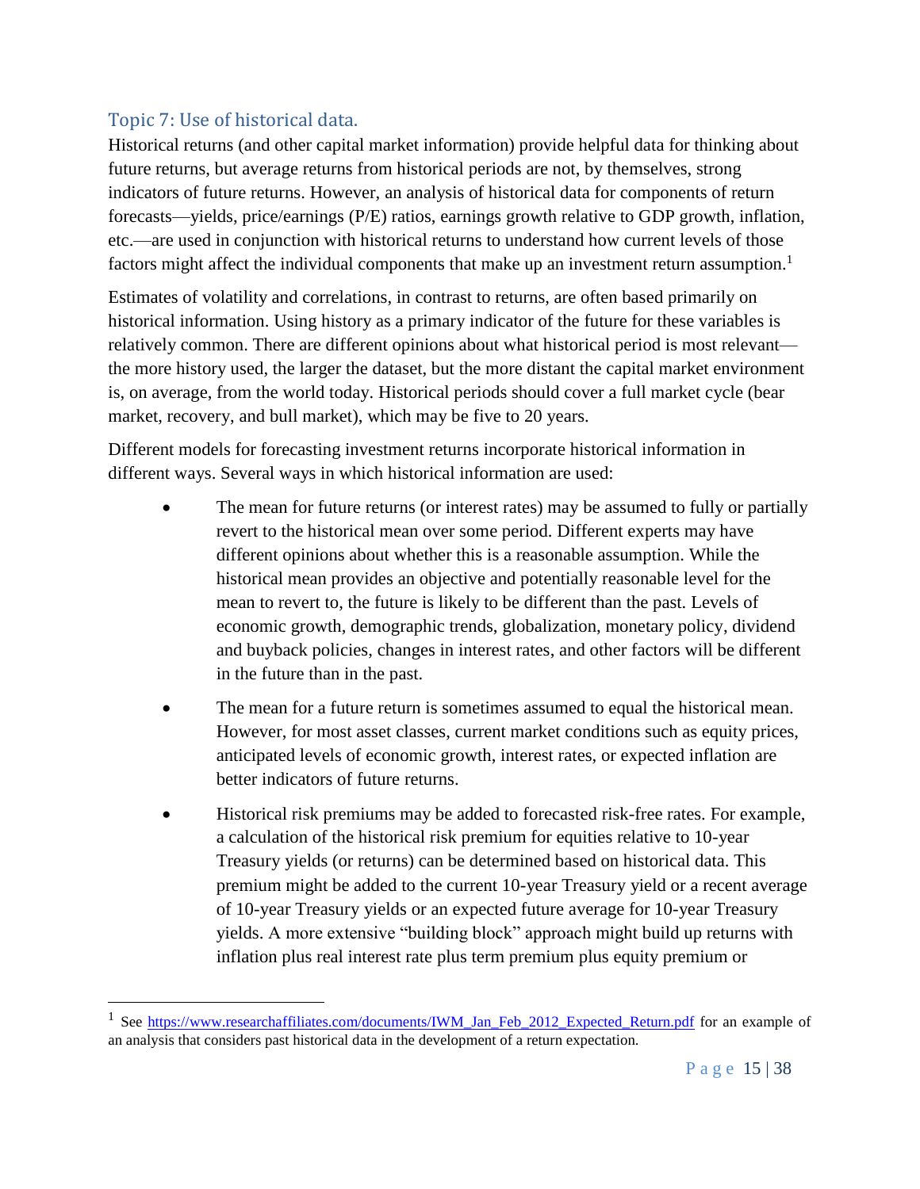## Topic 7: Use of historical data.

Historical returns (and other capital market information) provide helpful data for thinking about future returns, but average returns from historical periods are not, by themselves, strong indicators of future returns. However, an analysis of historical data for components of return forecasts—yields, price/earnings (P/E) ratios, earnings growth relative to GDP growth, inflation, etc.—are used in conjunction with historical returns to understand how current levels of those factors might affect the individual components that make up an investment return assumption.[1]

Estimates of volatility and correlations, in contrast to returns, are often based primarily on historical information. Using history as a primary indicator of the future for these variables is relatively common. There are different opinions about what historical period is most relevant—the more history used, the larger the dataset, but the more distant the capital market environment is, on average, from the world today. Historical periods should cover a full market cycle (bear market, recovery, and bull market), which may be five to 20 years.

Different models for forecasting investment returns incorporate historical information in different ways. Several ways in which historical information are used:

- The mean for future returns (or interest rates) may be assumed to fully or partially revert to the historical mean over some period. Different experts may have different opinions about whether this is a reasonable assumption. While the historical mean provides an objective and potentially reasonable level for the mean to revert to, the future is likely to be different than the past. Levels of economic growth, demographic trends, globalization, monetary policy, dividend and buyback policies, changes in interest rates, and other factors will be different in the future than in the past.
- The mean for a future return is sometimes assumed to equal the historical mean. However, for most asset classes, current market conditions such as equity prices, anticipated levels of economic growth, interest rates, or expected inflation are better indicators of future returns.
- Historical risk premiums may be added to forecasted risk-free rates. For example, a calculation of the historical risk premium for equities relative to 10-year Treasury yields (or returns) can be determined based on historical data. This premium might be added to the current 10-year Treasury yield or a recent average of 10-year Treasury yields or an expected future average for 10-year Treasury yields. A more extensive "building block" approach might build up returns with inflation plus real interest rate plus term premium plus equity premium or

[1] See https://www.researchaffiliates.com/documents/IWM_Jan_Feb_2012_Expected_Return.pdf for an example of an analysis that considers past historical data in the development of a return expectation.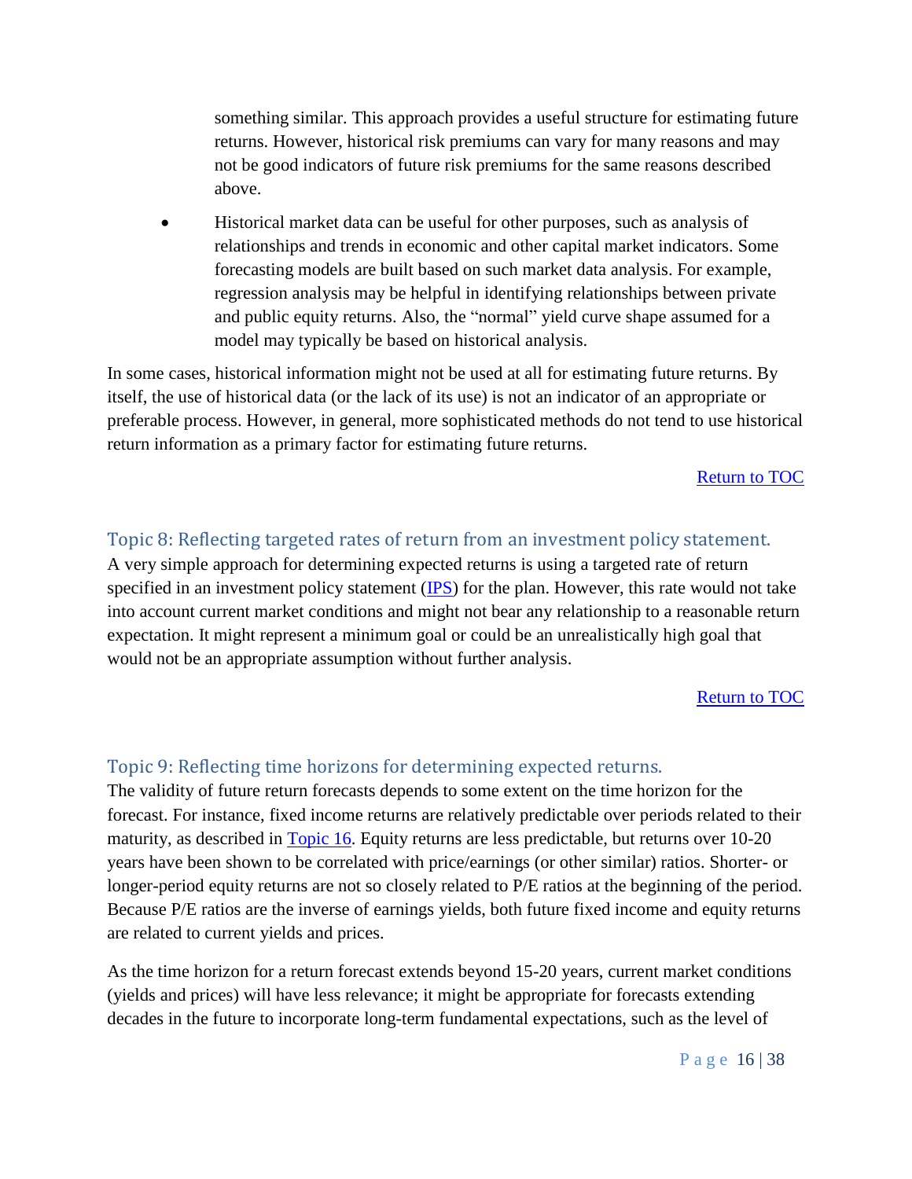something similar. This approach provides a useful structure for estimating future returns. However, historical risk premiums can vary for many reasons and may not be good indicators of future risk premiums for the same reasons described above.

- Historical market data can be useful for other purposes, such as analysis of relationships and trends in economic and other capital market indicators. Some forecasting models are built based on such market data analysis. For example, regression analysis may be helpful in identifying relationships between private and public equity returns. Also, the "normal" yield curve shape assumed for a model may typically be based on historical analysis.

In some cases, historical information might not be used at all for estimating future returns. By itself, the use of historical data (or the lack of its use) is not an indicator of an appropriate or preferable process. However, in general, more sophisticated methods do not tend to use historical return information as a primary factor for estimating future returns.

Return to TOC

## Topic 8: Reflecting targeted rates of return from an investment policy statement.

A very simple approach for determining expected returns is using a targeted rate of return specified in an investment policy statement (IPS) for the plan. However, this rate would not take into account current market conditions and might not bear any relationship to a reasonable return expectation. It might represent a minimum goal or could be an unrealistically high goal that would not be an appropriate assumption without further analysis.

Return to TOC

## Topic 9: Reflecting time horizons for determining expected returns.

The validity of future return forecasts depends to some extent on the time horizon for the forecast. For instance, fixed income returns are relatively predictable over periods related to their maturity, as described in Topic 16. Equity returns are less predictable, but returns over 10-20 years have been shown to be correlated with price/earnings (or other similar) ratios. Shorter- or longer-period equity returns are not so closely related to P/E ratios at the beginning of the period. Because P/E ratios are the inverse of earnings yields, both future fixed income and equity returns are related to current yields and prices.

As the time horizon for a return forecast extends beyond 15-20 years, current market conditions (yields and prices) will have less relevance; it might be appropriate for forecasts extending decades in the future to incorporate long-term fundamental expectations, such as the level of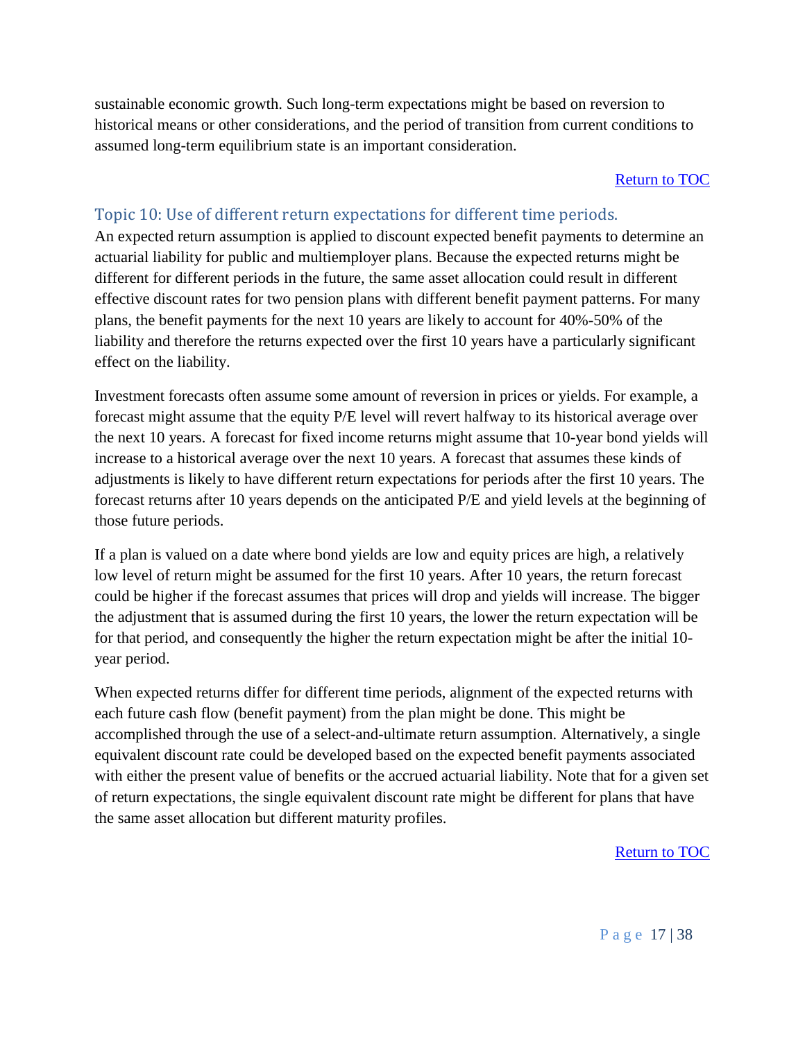sustainable economic growth. Such long-term expectations might be based on reversion to historical means or other considerations, and the period of transition from current conditions to assumed long-term equilibrium state is an important consideration.

Return to TOC

## Topic 10: Use of different return expectations for different time periods.

An expected return assumption is applied to discount expected benefit payments to determine an actuarial liability for public and multiemployer plans. Because the expected returns might be different for different periods in the future, the same asset allocation could result in different effective discount rates for two pension plans with different benefit payment patterns. For many plans, the benefit payments for the next 10 years are likely to account for 40%-50% of the liability and therefore the returns expected over the first 10 years have a particularly significant effect on the liability.

Investment forecasts often assume some amount of reversion in prices or yields. For example, a forecast might assume that the equity P/E level will revert halfway to its historical average over the next 10 years. A forecast for fixed income returns might assume that 10-year bond yields will increase to a historical average over the next 10 years. A forecast that assumes these kinds of adjustments is likely to have different return expectations for periods after the first 10 years. The forecast returns after 10 years depends on the anticipated P/E and yield levels at the beginning of those future periods.

If a plan is valued on a date where bond yields are low and equity prices are high, a relatively low level of return might be assumed for the first 10 years. After 10 years, the return forecast could be higher if the forecast assumes that prices will drop and yields will increase. The bigger the adjustment that is assumed during the first 10 years, the lower the return expectation will be for that period, and consequently the higher the return expectation might be after the initial 10-year period.

When expected returns differ for different time periods, alignment of the expected returns with each future cash flow (benefit payment) from the plan might be done. This might be accomplished through the use of a select-and-ultimate return assumption. Alternatively, a single equivalent discount rate could be developed based on the expected benefit payments associated with either the present value of benefits or the accrued actuarial liability. Note that for a given set of return expectations, the single equivalent discount rate might be different for plans that have the same asset allocation but different maturity profiles.

Return to TOC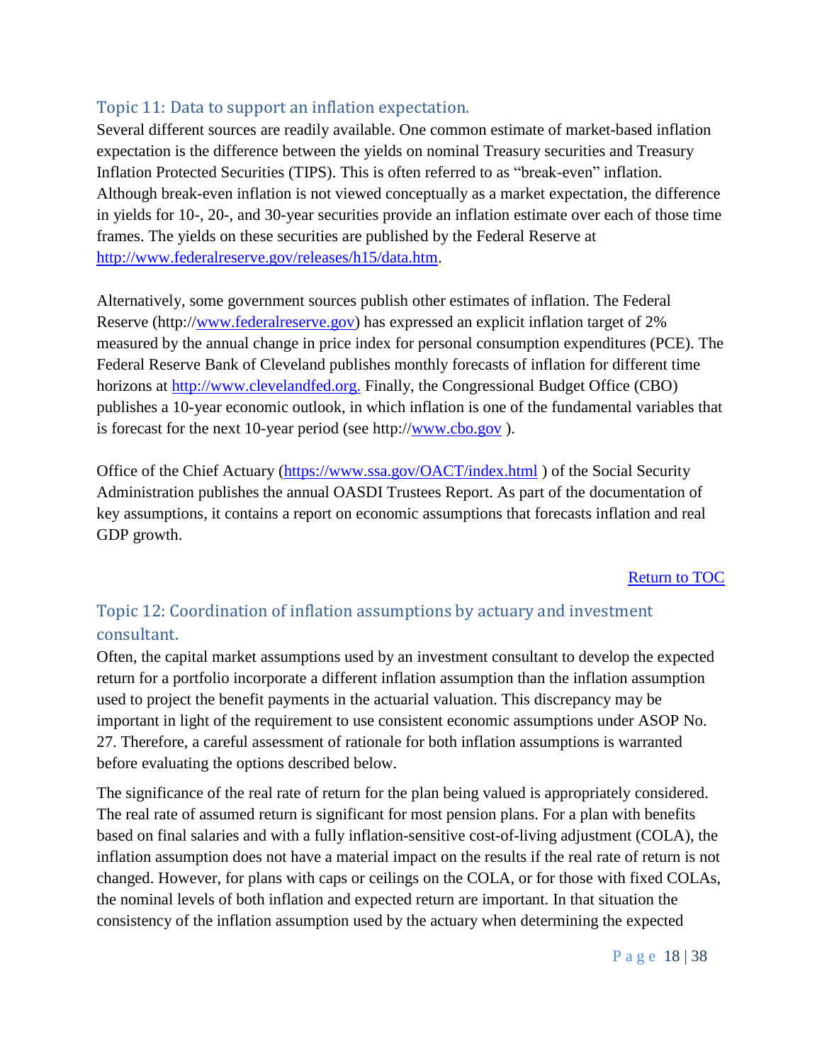### Topic 11: Data to support an inflation expectation.

Several different sources are readily available. One common estimate of market-based inflation expectation is the difference between the yields on nominal Treasury securities and Treasury Inflation Protected Securities (TIPS). This is often referred to as "break-even" inflation. Although break-even inflation is not viewed conceptually as a market expectation, the difference in yields for 10-, 20-, and 30-year securities provide an inflation estimate over each of those time frames. The yields on these securities are published by the Federal Reserve at http://www.federalreserve.gov/releases/h15/data.htm.

Alternatively, some government sources publish other estimates of inflation. The Federal Reserve (http://www.federalreserve.gov) has expressed an explicit inflation target of 2% measured by the annual change in price index for personal consumption expenditures (PCE). The Federal Reserve Bank of Cleveland publishes monthly forecasts of inflation for different time horizons at http://www.clevelandfed.org. Finally, the Congressional Budget Office (CBO) publishes a 10-year economic outlook, in which inflation is one of the fundamental variables that is forecast for the next 10-year period (see http://www.cbo.gov ).

Office of the Chief Actuary (https://www.ssa.gov/OACT/index.html ) of the Social Security Administration publishes the annual OASDI Trustees Report. As part of the documentation of key assumptions, it contains a report on economic assumptions that forecasts inflation and real GDP growth.

Return to TOC

### Topic 12: Coordination of inflation assumptions by actuary and investment consultant.

Often, the capital market assumptions used by an investment consultant to develop the expected return for a portfolio incorporate a different inflation assumption than the inflation assumption used to project the benefit payments in the actuarial valuation. This discrepancy may be important in light of the requirement to use consistent economic assumptions under ASOP No. 27. Therefore, a careful assessment of rationale for both inflation assumptions is warranted before evaluating the options described below.

The significance of the real rate of return for the plan being valued is appropriately considered. The real rate of assumed return is significant for most pension plans. For a plan with benefits based on final salaries and with a fully inflation-sensitive cost-of-living adjustment (COLA), the inflation assumption does not have a material impact on the results if the real rate of return is not changed. However, for plans with caps or ceilings on the COLA, or for those with fixed COLAs, the nominal levels of both inflation and expected return are important. In that situation the consistency of the inflation assumption used by the actuary when determining the expected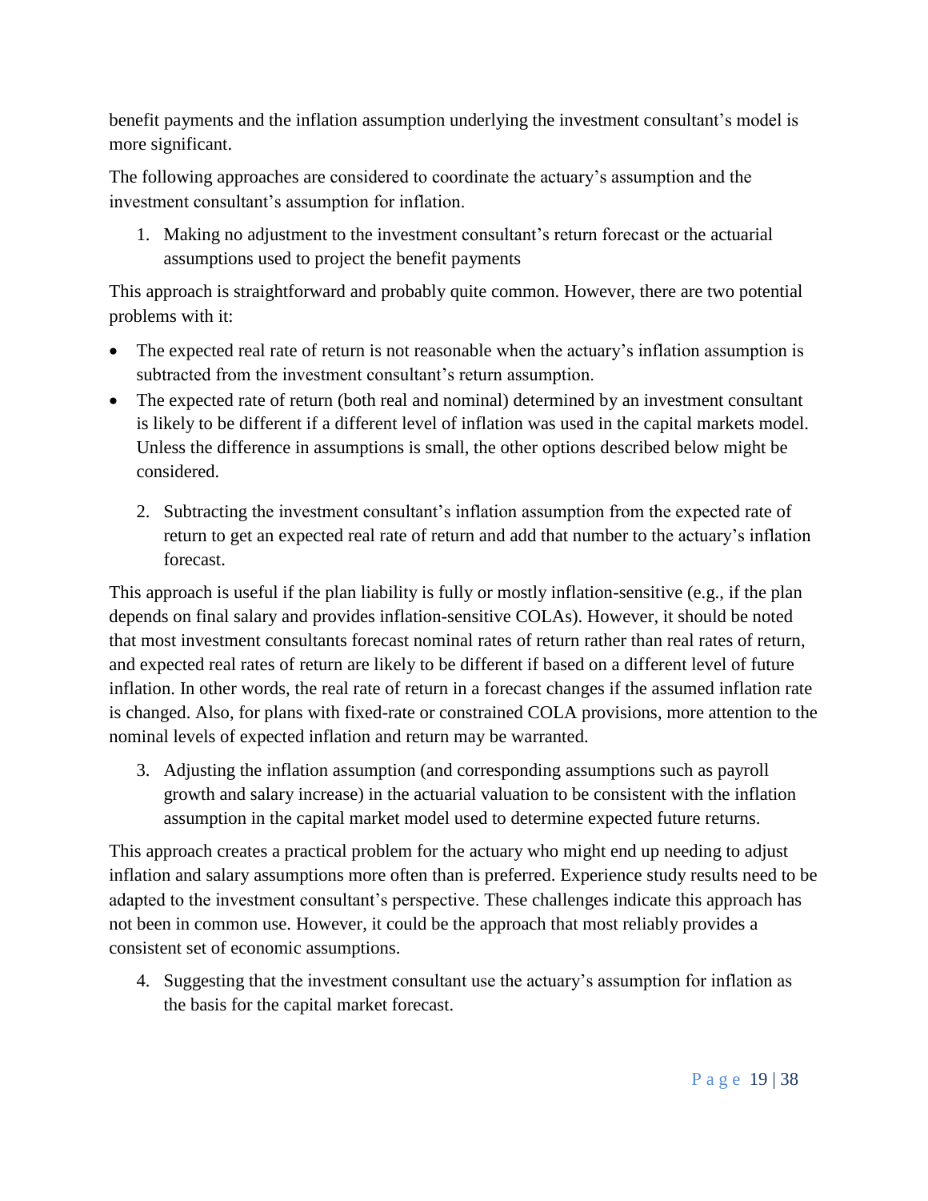benefit payments and the inflation assumption underlying the investment consultant's model is more significant.

The following approaches are considered to coordinate the actuary's assumption and the investment consultant's assumption for inflation.

1. Making no adjustment to the investment consultant's return forecast or the actuarial assumptions used to project the benefit payments

This approach is straightforward and probably quite common. However, there are two potential problems with it:

- The expected real rate of return is not reasonable when the actuary's inflation assumption is subtracted from the investment consultant's return assumption.
- The expected rate of return (both real and nominal) determined by an investment consultant is likely to be different if a different level of inflation was used in the capital markets model. Unless the difference in assumptions is small, the other options described below might be considered.

2. Subtracting the investment consultant's inflation assumption from the expected rate of return to get an expected real rate of return and add that number to the actuary's inflation forecast.

This approach is useful if the plan liability is fully or mostly inflation-sensitive (e.g., if the plan depends on final salary and provides inflation-sensitive COLAs). However, it should be noted that most investment consultants forecast nominal rates of return rather than real rates of return, and expected real rates of return are likely to be different if based on a different level of future inflation. In other words, the real rate of return in a forecast changes if the assumed inflation rate is changed. Also, for plans with fixed-rate or constrained COLA provisions, more attention to the nominal levels of expected inflation and return may be warranted.

3. Adjusting the inflation assumption (and corresponding assumptions such as payroll growth and salary increase) in the actuarial valuation to be consistent with the inflation assumption in the capital market model used to determine expected future returns.

This approach creates a practical problem for the actuary who might end up needing to adjust inflation and salary assumptions more often than is preferred. Experience study results need to be adapted to the investment consultant's perspective. These challenges indicate this approach has not been in common use. However, it could be the approach that most reliably provides a consistent set of economic assumptions.

4. Suggesting that the investment consultant use the actuary's assumption for inflation as the basis for the capital market forecast.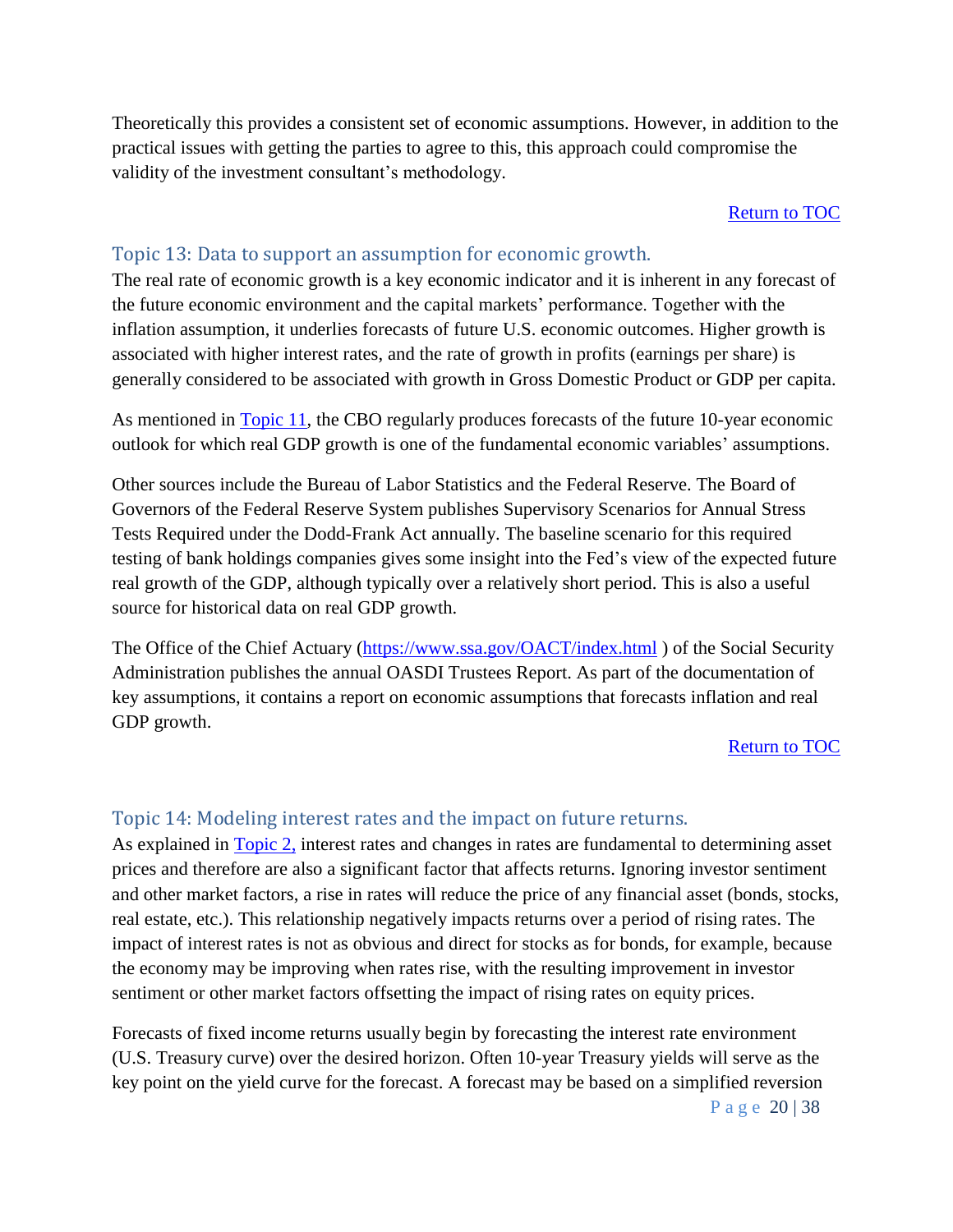Theoretically this provides a consistent set of economic assumptions. However, in addition to the practical issues with getting the parties to agree to this, this approach could compromise the validity of the investment consultant's methodology.

Return to TOC

## Topic 13: Data to support an assumption for economic growth.

The real rate of economic growth is a key economic indicator and it is inherent in any forecast of the future economic environment and the capital markets' performance. Together with the inflation assumption, it underlies forecasts of future U.S. economic outcomes. Higher growth is associated with higher interest rates, and the rate of growth in profits (earnings per share) is generally considered to be associated with growth in Gross Domestic Product or GDP per capita.

As mentioned in Topic 11, the CBO regularly produces forecasts of the future 10-year economic outlook for which real GDP growth is one of the fundamental economic variables' assumptions.

Other sources include the Bureau of Labor Statistics and the Federal Reserve. The Board of Governors of the Federal Reserve System publishes Supervisory Scenarios for Annual Stress Tests Required under the Dodd-Frank Act annually. The baseline scenario for this required testing of bank holdings companies gives some insight into the Fed's view of the expected future real growth of the GDP, although typically over a relatively short period. This is also a useful source for historical data on real GDP growth.

The Office of the Chief Actuary (https://www.ssa.gov/OACT/index.html ) of the Social Security Administration publishes the annual OASDI Trustees Report. As part of the documentation of key assumptions, it contains a report on economic assumptions that forecasts inflation and real GDP growth.

Return to TOC

## Topic 14: Modeling interest rates and the impact on future returns.

As explained in Topic 2, interest rates and changes in rates are fundamental to determining asset prices and therefore are also a significant factor that affects returns. Ignoring investor sentiment and other market factors, a rise in rates will reduce the price of any financial asset (bonds, stocks, real estate, etc.). This relationship negatively impacts returns over a period of rising rates. The impact of interest rates is not as obvious and direct for stocks as for bonds, for example, because the economy may be improving when rates rise, with the resulting improvement in investor sentiment or other market factors offsetting the impact of rising rates on equity prices.

Forecasts of fixed income returns usually begin by forecasting the interest rate environment (U.S. Treasury curve) over the desired horizon. Often 10-year Treasury yields will serve as the key point on the yield curve for the forecast. A forecast may be based on a simplified reversion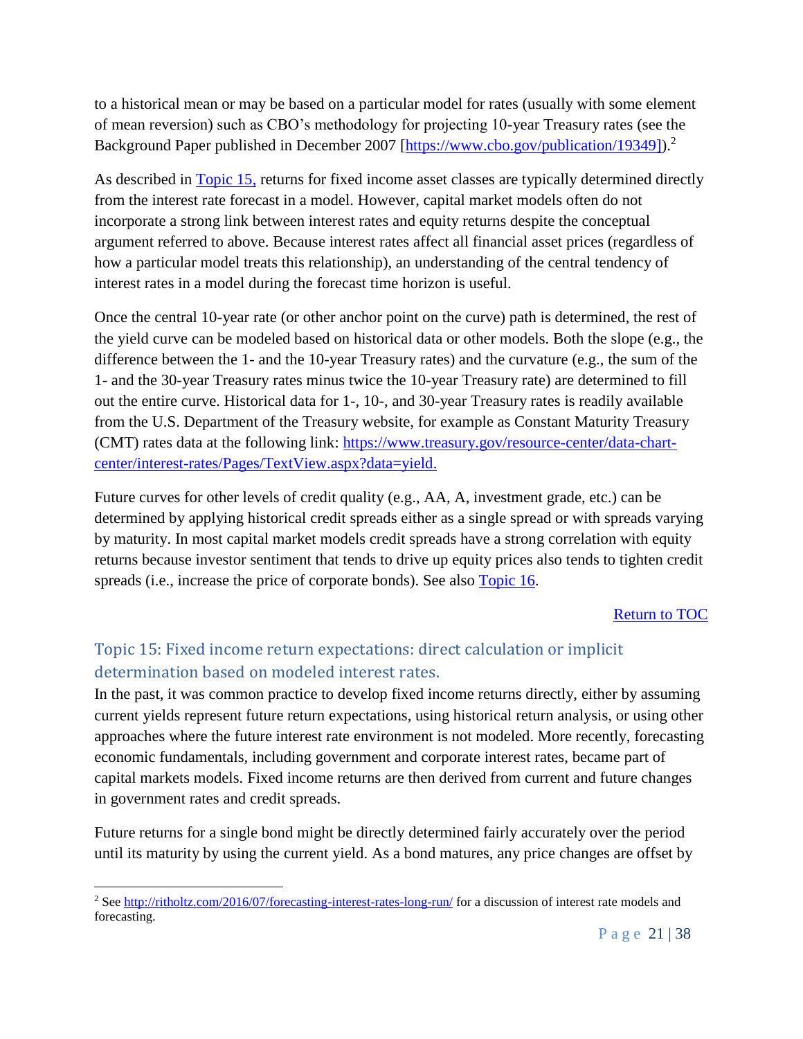to a historical mean or may be based on a particular model for rates (usually with some element of mean reversion) such as CBO's methodology for projecting 10-year Treasury rates (see the Background Paper published in December 2007 [https://www.cbo.gov/publication/19349]).[2]

As described in Topic 15, returns for fixed income asset classes are typically determined directly from the interest rate forecast in a model. However, capital market models often do not incorporate a strong link between interest rates and equity returns despite the conceptual argument referred to above. Because interest rates affect all financial asset prices (regardless of how a particular model treats this relationship), an understanding of the central tendency of interest rates in a model during the forecast time horizon is useful.

Once the central 10-year rate (or other anchor point on the curve) path is determined, the rest of the yield curve can be modeled based on historical data or other models. Both the slope (e.g., the difference between the 1- and the 10-year Treasury rates) and the curvature (e.g., the sum of the 1- and the 30-year Treasury rates minus twice the 10-year Treasury rate) are determined to fill out the entire curve. Historical data for 1-, 10-, and 30-year Treasury rates is readily available from the U.S. Department of the Treasury website, for example as Constant Maturity Treasury (CMT) rates data at the following link: https://www.treasury.gov/resource-center/data-chart-center/interest-rates/Pages/TextView.aspx?data=yield.

Future curves for other levels of credit quality (e.g., AA, A, investment grade, etc.) can be determined by applying historical credit spreads either as a single spread or with spreads varying by maturity. In most capital market models credit spreads have a strong correlation with equity returns because investor sentiment that tends to drive up equity prices also tends to tighten credit spreads (i.e., increase the price of corporate bonds). See also Topic 16.

Return to TOC

## Topic 15: Fixed income return expectations: direct calculation or implicit determination based on modeled interest rates.

In the past, it was common practice to develop fixed income returns directly, either by assuming current yields represent future return expectations, using historical return analysis, or using other approaches where the future interest rate environment is not modeled. More recently, forecasting economic fundamentals, including government and corporate interest rates, became part of capital markets models. Fixed income returns are then derived from current and future changes in government rates and credit spreads.

Future returns for a single bond might be directly determined fairly accurately over the period until its maturity by using the current yield. As a bond matures, any price changes are offset by

[2] See http://ritholtz.com/2016/07/forecasting-interest-rates-long-run/ for a discussion of interest rate models and forecasting.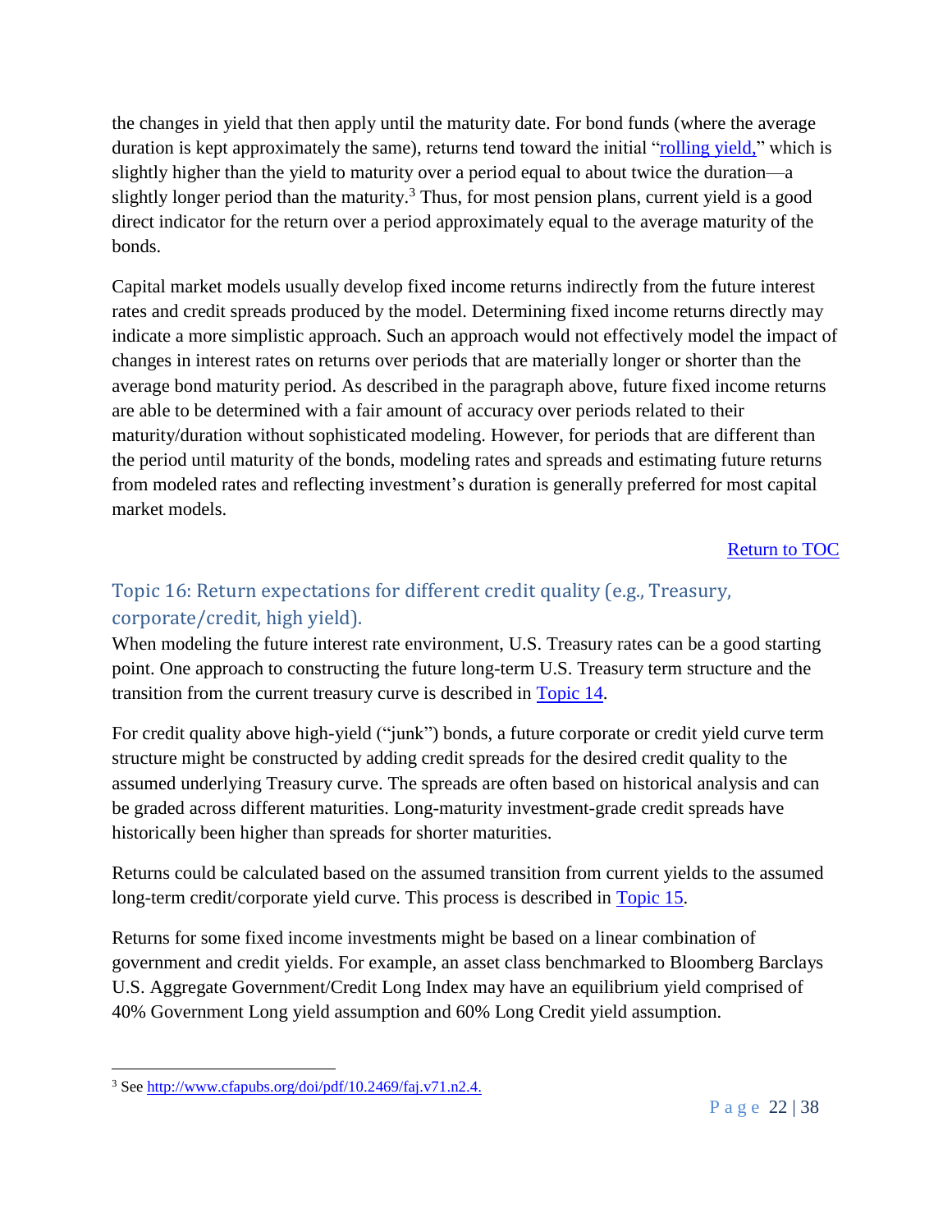the changes in yield that then apply until the maturity date. For bond funds (where the average duration is kept approximately the same), returns tend toward the initial "rolling yield," which is slightly higher than the yield to maturity over a period equal to about twice the duration—a slightly longer period than the maturity.[3] Thus, for most pension plans, current yield is a good direct indicator for the return over a period approximately equal to the average maturity of the bonds.

Capital market models usually develop fixed income returns indirectly from the future interest rates and credit spreads produced by the model. Determining fixed income returns directly may indicate a more simplistic approach. Such an approach would not effectively model the impact of changes in interest rates on returns over periods that are materially longer or shorter than the average bond maturity period. As described in the paragraph above, future fixed income returns are able to be determined with a fair amount of accuracy over periods related to their maturity/duration without sophisticated modeling. However, for periods that are different than the period until maturity of the bonds, modeling rates and spreads and estimating future returns from modeled rates and reflecting investment's duration is generally preferred for most capital market models.

Return to TOC

## Topic 16: Return expectations for different credit quality (e.g., Treasury, corporate/credit, high yield).

When modeling the future interest rate environment, U.S. Treasury rates can be a good starting point. One approach to constructing the future long-term U.S. Treasury term structure and the transition from the current treasury curve is described in Topic 14.

For credit quality above high-yield ("junk") bonds, a future corporate or credit yield curve term structure might be constructed by adding credit spreads for the desired credit quality to the assumed underlying Treasury curve. The spreads are often based on historical analysis and can be graded across different maturities. Long-maturity investment-grade credit spreads have historically been higher than spreads for shorter maturities.

Returns could be calculated based on the assumed transition from current yields to the assumed long-term credit/corporate yield curve. This process is described in Topic 15.

Returns for some fixed income investments might be based on a linear combination of government and credit yields. For example, an asset class benchmarked to Bloomberg Barclays U.S. Aggregate Government/Credit Long Index may have an equilibrium yield comprised of 40% Government Long yield assumption and 60% Long Credit yield assumption.

---

[3] See http://www.cfapubs.org/doi/pdf/10.2469/faj.v71.n2.4.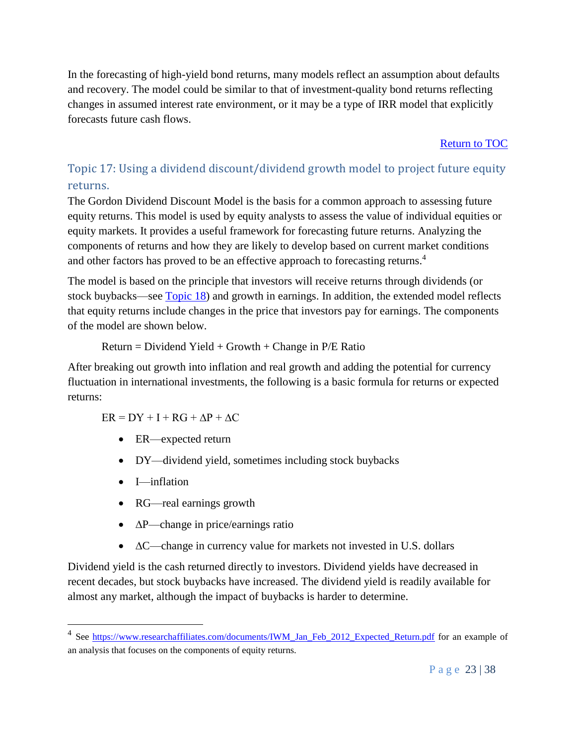In the forecasting of high-yield bond returns, many models reflect an assumption about defaults and recovery. The model could be similar to that of investment-quality bond returns reflecting changes in assumed interest rate environment, or it may be a type of IRR model that explicitly forecasts future cash flows.

Return to TOC

## Topic 17: Using a dividend discount/dividend growth model to project future equity returns.

The Gordon Dividend Discount Model is the basis for a common approach to assessing future equity returns. This model is used by equity analysts to assess the value of individual equities or equity markets. It provides a useful framework for forecasting future returns. Analyzing the components of returns and how they are likely to develop based on current market conditions and other factors has proved to be an effective approach to forecasting returns.[4]

The model is based on the principle that investors will receive returns through dividends (or stock buybacks—see Topic 18) and growth in earnings. In addition, the extended model reflects that equity returns include changes in the price that investors pay for earnings. The components of the model are shown below.

Return = Dividend Yield + Growth + Change in P/E Ratio

After breaking out growth into inflation and real growth and adding the potential for currency fluctuation in international investments, the following is a basic formula for returns or expected returns:

$$ER = DY + I + RG + \Delta P + \Delta C$$

- ER—expected return
- DY—dividend yield, sometimes including stock buybacks
- I—inflation
- RG—real earnings growth
- ΔP—change in price/earnings ratio
- ΔC—change in currency value for markets not invested in U.S. dollars

Dividend yield is the cash returned directly to investors. Dividend yields have decreased in recent decades, but stock buybacks have increased. The dividend yield is readily available for almost any market, although the impact of buybacks is harder to determine.

---

[4] See https://www.researchaffiliates.com/documents/IWM_Jan_Feb_2012_Expected_Return.pdf for an example of an analysis that focuses on the components of equity returns.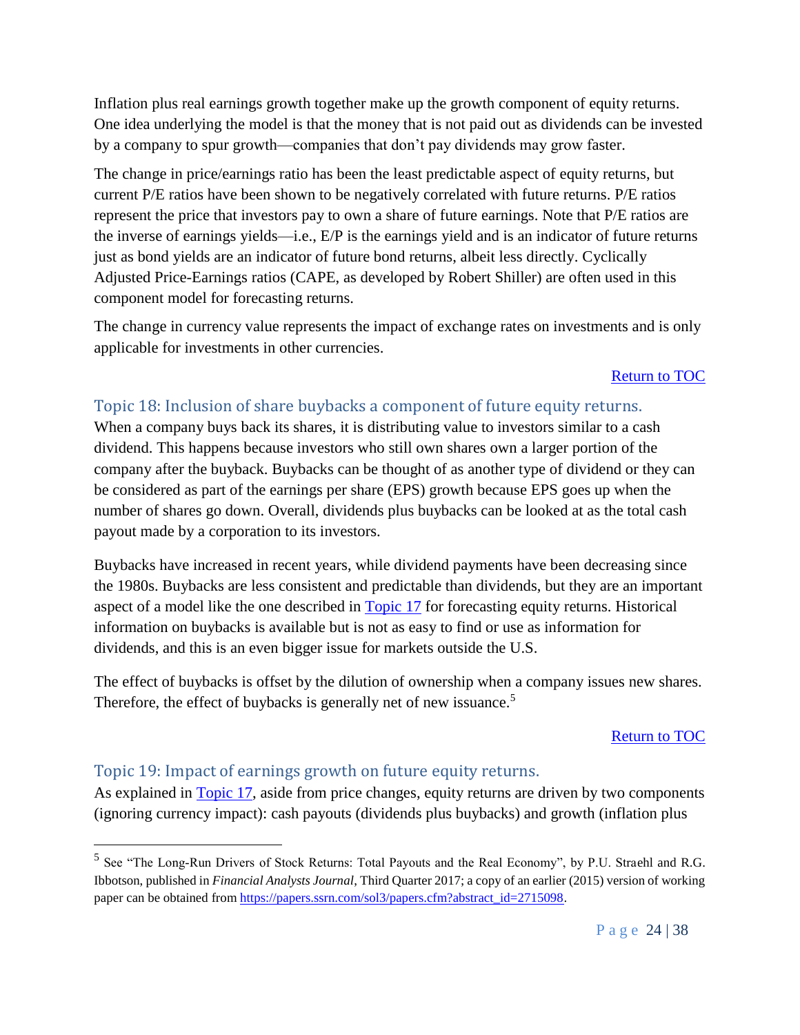Inflation plus real earnings growth together make up the growth component of equity returns. One idea underlying the model is that the money that is not paid out as dividends can be invested by a company to spur growth—companies that don't pay dividends may grow faster.

The change in price/earnings ratio has been the least predictable aspect of equity returns, but current P/E ratios have been shown to be negatively correlated with future returns. P/E ratios represent the price that investors pay to own a share of future earnings. Note that P/E ratios are the inverse of earnings yields—i.e., E/P is the earnings yield and is an indicator of future returns just as bond yields are an indicator of future bond returns, albeit less directly. Cyclically Adjusted Price-Earnings ratios (CAPE, as developed by Robert Shiller) are often used in this component model for forecasting returns.

The change in currency value represents the impact of exchange rates on investments and is only applicable for investments in other currencies.

Return to TOC

## Topic 18: Inclusion of share buybacks a component of future equity returns.

When a company buys back its shares, it is distributing value to investors similar to a cash dividend. This happens because investors who still own shares own a larger portion of the company after the buyback. Buybacks can be thought of as another type of dividend or they can be considered as part of the earnings per share (EPS) growth because EPS goes up when the number of shares go down. Overall, dividends plus buybacks can be looked at as the total cash payout made by a corporation to its investors.

Buybacks have increased in recent years, while dividend payments have been decreasing since the 1980s. Buybacks are less consistent and predictable than dividends, but they are an important aspect of a model like the one described in Topic 17 for forecasting equity returns. Historical information on buybacks is available but is not as easy to find or use as information for dividends, and this is an even bigger issue for markets outside the U.S.

The effect of buybacks is offset by the dilution of ownership when a company issues new shares. Therefore, the effect of buybacks is generally net of new issuance.[5]

Return to TOC

## Topic 19: Impact of earnings growth on future equity returns.

As explained in Topic 17, aside from price changes, equity returns are driven by two components (ignoring currency impact): cash payouts (dividends plus buybacks) and growth (inflation plus

---

[5] See "The Long-Run Drivers of Stock Returns: Total Payouts and the Real Economy", by P.U. Straehl and R.G. Ibbotson, published in *Financial Analysts Journal*, Third Quarter 2017; a copy of an earlier (2015) version of working paper can be obtained from https://papers.ssrn.com/sol3/papers.cfm?abstract_id=2715098.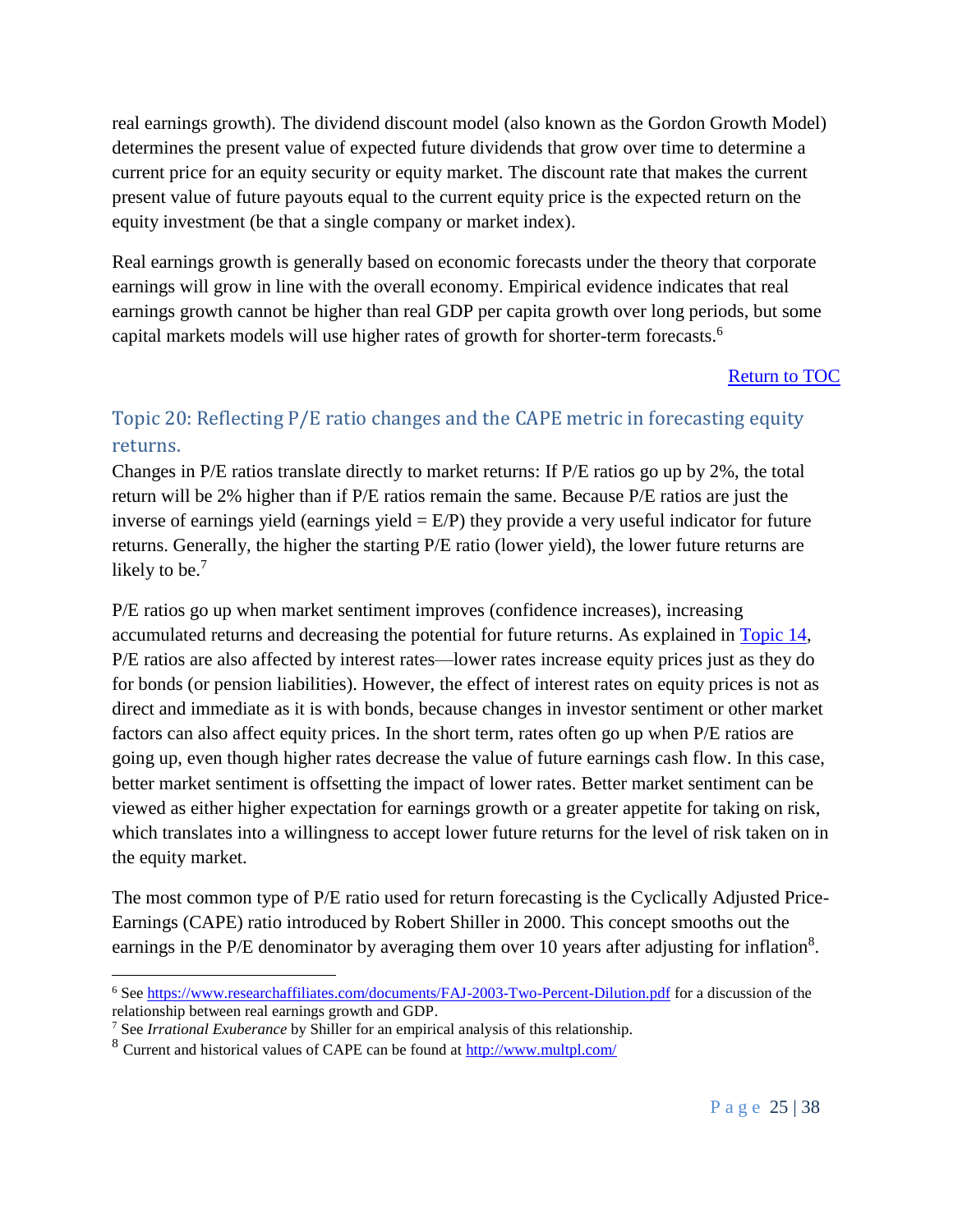real earnings growth). The dividend discount model (also known as the Gordon Growth Model) determines the present value of expected future dividends that grow over time to determine a current price for an equity security or equity market. The discount rate that makes the current present value of future payouts equal to the current equity price is the expected return on the equity investment (be that a single company or market index).

Real earnings growth is generally based on economic forecasts under the theory that corporate earnings will grow in line with the overall economy. Empirical evidence indicates that real earnings growth cannot be higher than real GDP per capita growth over long periods, but some capital markets models will use higher rates of growth for shorter-term forecasts.[6]

[Return to TOC](#)

## Topic 20: Reflecting P/E ratio changes and the CAPE metric in forecasting equity returns.

Changes in P/E ratios translate directly to market returns: If P/E ratios go up by 2%, the total return will be 2% higher than if P/E ratios remain the same. Because P/E ratios are just the inverse of earnings yield (earnings yield = E/P) they provide a very useful indicator for future returns. Generally, the higher the starting P/E ratio (lower yield), the lower future returns are likely to be.[7]

P/E ratios go up when market sentiment improves (confidence increases), increasing accumulated returns and decreasing the potential for future returns. As explained in [Topic 14](#), P/E ratios are also affected by interest rates—lower rates increase equity prices just as they do for bonds (or pension liabilities). However, the effect of interest rates on equity prices is not as direct and immediate as it is with bonds, because changes in investor sentiment or other market factors can also affect equity prices. In the short term, rates often go up when P/E ratios are going up, even though higher rates decrease the value of future earnings cash flow. In this case, better market sentiment is offsetting the impact of lower rates. Better market sentiment can be viewed as either higher expectation for earnings growth or a greater appetite for taking on risk, which translates into a willingness to accept lower future returns for the level of risk taken on in the equity market.

The most common type of P/E ratio used for return forecasting is the Cyclically Adjusted Price-Earnings (CAPE) ratio introduced by Robert Shiller in 2000. This concept smooths out the earnings in the P/E denominator by averaging them over 10 years after adjusting for inflation[8].

---

[6] See https://www.researchaffiliates.com/documents/FAJ-2003-Two-Percent-Dilution.pdf for a discussion of the relationship between real earnings growth and GDP.

[7] See *Irrational Exuberance* by Shiller for an empirical analysis of this relationship.

[8] Current and historical values of CAPE can be found at http://www.multpl.com/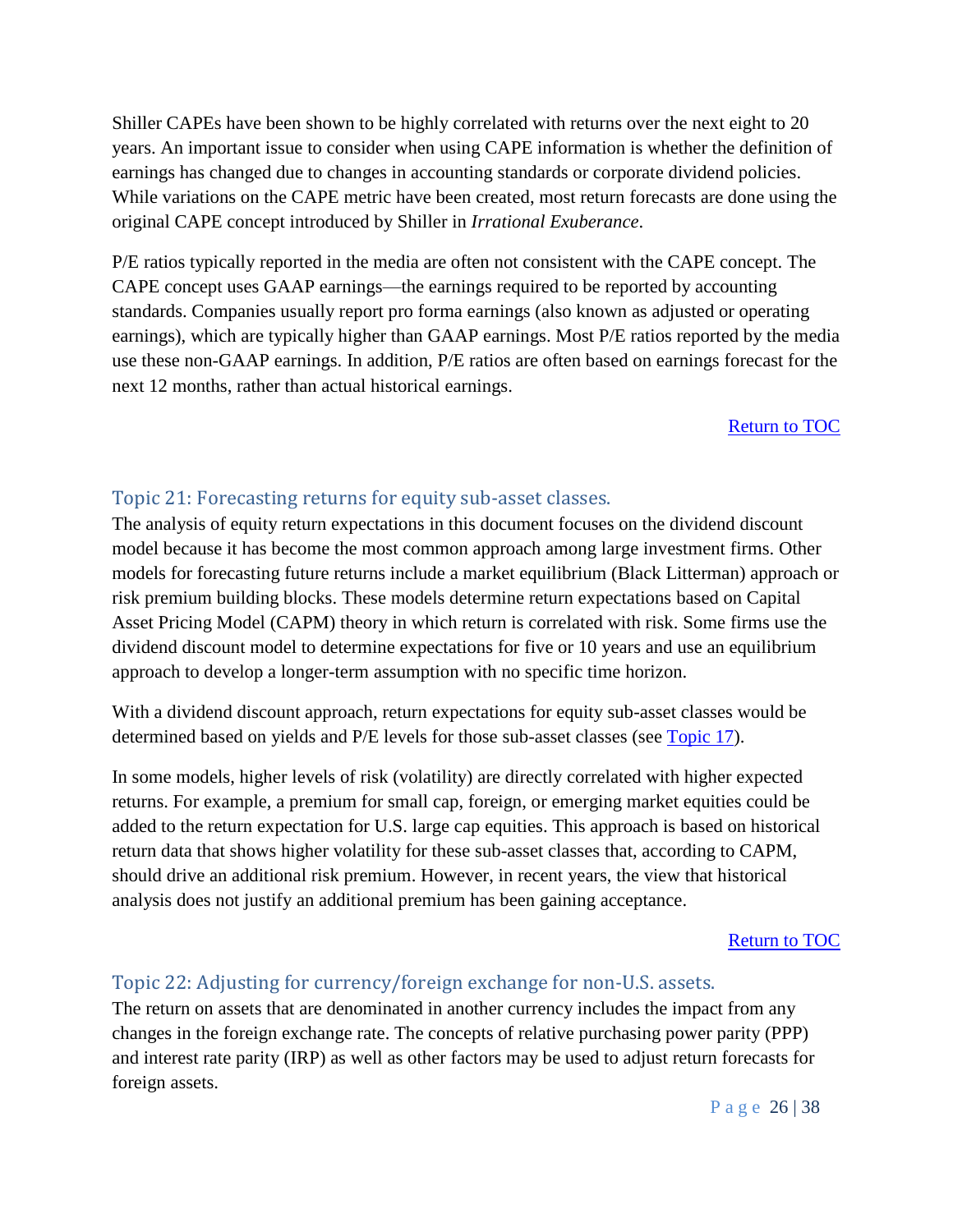Shiller CAPEs have been shown to be highly correlated with returns over the next eight to 20 years. An important issue to consider when using CAPE information is whether the definition of earnings has changed due to changes in accounting standards or corporate dividend policies. While variations on the CAPE metric have been created, most return forecasts are done using the original CAPE concept introduced by Shiller in *Irrational Exuberance*.

P/E ratios typically reported in the media are often not consistent with the CAPE concept. The CAPE concept uses GAAP earnings—the earnings required to be reported by accounting standards. Companies usually report pro forma earnings (also known as adjusted or operating earnings), which are typically higher than GAAP earnings. Most P/E ratios reported by the media use these non-GAAP earnings. In addition, P/E ratios are often based on earnings forecast for the next 12 months, rather than actual historical earnings.

Return to TOC

## Topic 21: Forecasting returns for equity sub-asset classes.

The analysis of equity return expectations in this document focuses on the dividend discount model because it has become the most common approach among large investment firms. Other models for forecasting future returns include a market equilibrium (Black Litterman) approach or risk premium building blocks. These models determine return expectations based on Capital Asset Pricing Model (CAPM) theory in which return is correlated with risk. Some firms use the dividend discount model to determine expectations for five or 10 years and use an equilibrium approach to develop a longer-term assumption with no specific time horizon.

With a dividend discount approach, return expectations for equity sub-asset classes would be determined based on yields and P/E levels for those sub-asset classes (see Topic 17).

In some models, higher levels of risk (volatility) are directly correlated with higher expected returns. For example, a premium for small cap, foreign, or emerging market equities could be added to the return expectation for U.S. large cap equities. This approach is based on historical return data that shows higher volatility for these sub-asset classes that, according to CAPM, should drive an additional risk premium. However, in recent years, the view that historical analysis does not justify an additional premium has been gaining acceptance.

Return to TOC

## Topic 22: Adjusting for currency/foreign exchange for non-U.S. assets.

The return on assets that are denominated in another currency includes the impact from any changes in the foreign exchange rate. The concepts of relative purchasing power parity (PPP) and interest rate parity (IRP) as well as other factors may be used to adjust return forecasts for foreign assets.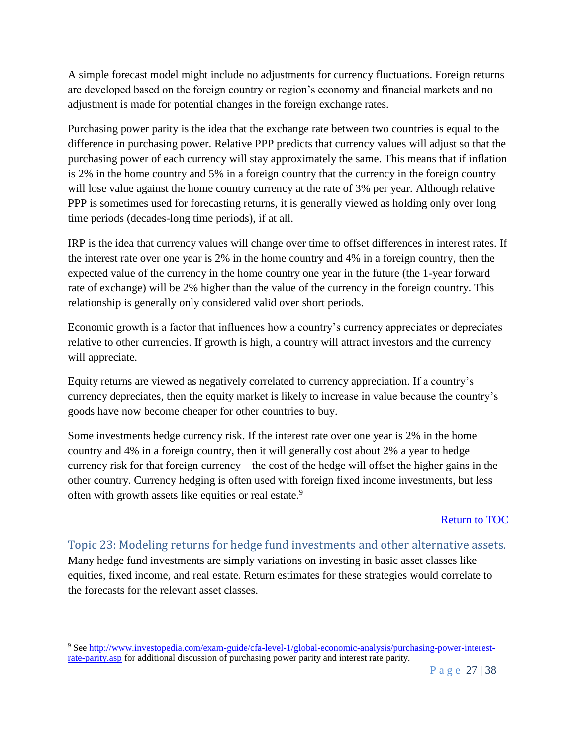A simple forecast model might include no adjustments for currency fluctuations. Foreign returns are developed based on the foreign country or region's economy and financial markets and no adjustment is made for potential changes in the foreign exchange rates.

Purchasing power parity is the idea that the exchange rate between two countries is equal to the difference in purchasing power. Relative PPP predicts that currency values will adjust so that the purchasing power of each currency will stay approximately the same. This means that if inflation is 2% in the home country and 5% in a foreign country that the currency in the foreign country will lose value against the home country currency at the rate of 3% per year. Although relative PPP is sometimes used for forecasting returns, it is generally viewed as holding only over long time periods (decades-long time periods), if at all.

IRP is the idea that currency values will change over time to offset differences in interest rates. If the interest rate over one year is 2% in the home country and 4% in a foreign country, then the expected value of the currency in the home country one year in the future (the 1-year forward rate of exchange) will be 2% higher than the value of the currency in the foreign country. This relationship is generally only considered valid over short periods.

Economic growth is a factor that influences how a country's currency appreciates or depreciates relative to other currencies. If growth is high, a country will attract investors and the currency will appreciate.

Equity returns are viewed as negatively correlated to currency appreciation. If a country's currency depreciates, then the equity market is likely to increase in value because the country's goods have now become cheaper for other countries to buy.

Some investments hedge currency risk. If the interest rate over one year is 2% in the home country and 4% in a foreign country, then it will generally cost about 2% a year to hedge currency risk for that foreign currency—the cost of the hedge will offset the higher gains in the other country. Currency hedging is often used with foreign fixed income investments, but less often with growth assets like equities or real estate.[9]

[Return to TOC](#)

## Topic 23: Modeling returns for hedge fund investments and other alternative assets.

Many hedge fund investments are simply variations on investing in basic asset classes like equities, fixed income, and real estate. Return estimates for these strategies would correlate to the forecasts for the relevant asset classes.

---

[9] See [http://www.investopedia.com/exam-guide/cfa-level-1/global-economic-analysis/purchasing-power-interest-rate-parity.asp](http://www.investopedia.com/exam-guide/cfa-level-1/global-economic-analysis/purchasing-power-interest-rate-parity.asp) for additional discussion of purchasing power parity and interest rate parity.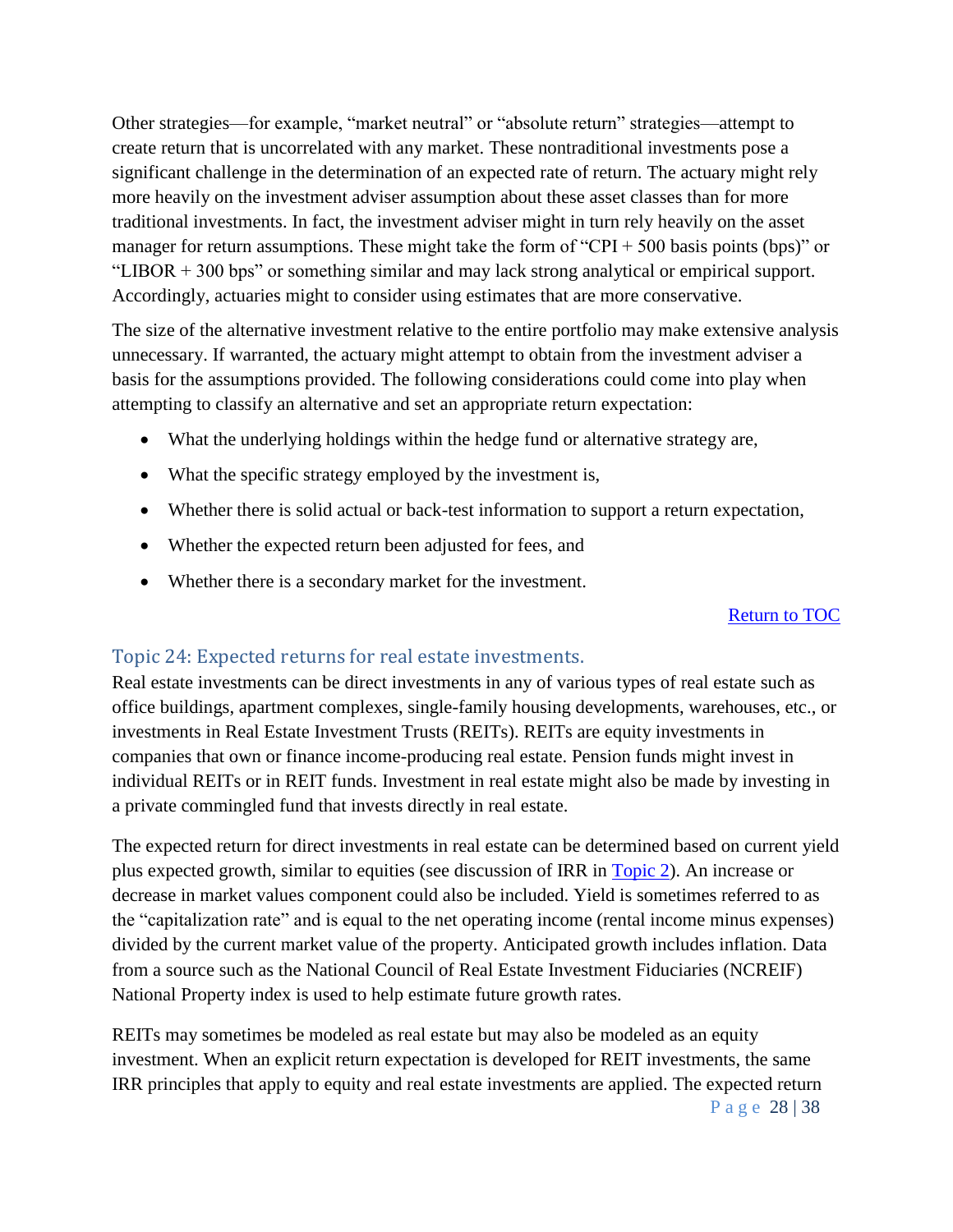Other strategies—for example, "market neutral" or "absolute return" strategies—attempt to create return that is uncorrelated with any market. These nontraditional investments pose a significant challenge in the determination of an expected rate of return. The actuary might rely more heavily on the investment adviser assumption about these asset classes than for more traditional investments. In fact, the investment adviser might in turn rely heavily on the asset manager for return assumptions. These might take the form of "CPI + 500 basis points (bps)" or "LIBOR + 300 bps" or something similar and may lack strong analytical or empirical support. Accordingly, actuaries might to consider using estimates that are more conservative.

The size of the alternative investment relative to the entire portfolio may make extensive analysis unnecessary. If warranted, the actuary might attempt to obtain from the investment adviser a basis for the assumptions provided. The following considerations could come into play when attempting to classify an alternative and set an appropriate return expectation:

- What the underlying holdings within the hedge fund or alternative strategy are,
- What the specific strategy employed by the investment is,
- Whether there is solid actual or back-test information to support a return expectation,
- Whether the expected return been adjusted for fees, and
- Whether there is a secondary market for the investment.

Return to TOC

## Topic 24: Expected returns for real estate investments.

Real estate investments can be direct investments in any of various types of real estate such as office buildings, apartment complexes, single-family housing developments, warehouses, etc., or investments in Real Estate Investment Trusts (REITs). REITs are equity investments in companies that own or finance income-producing real estate. Pension funds might invest in individual REITs or in REIT funds. Investment in real estate might also be made by investing in a private commingled fund that invests directly in real estate.

The expected return for direct investments in real estate can be determined based on current yield plus expected growth, similar to equities (see discussion of IRR in Topic 2). An increase or decrease in market values component could also be included. Yield is sometimes referred to as the "capitalization rate" and is equal to the net operating income (rental income minus expenses) divided by the current market value of the property. Anticipated growth includes inflation. Data from a source such as the National Council of Real Estate Investment Fiduciaries (NCREIF) National Property index is used to help estimate future growth rates.

REITs may sometimes be modeled as real estate but may also be modeled as an equity investment. When an explicit return expectation is developed for REIT investments, the same IRR principles that apply to equity and real estate investments are applied. The expected return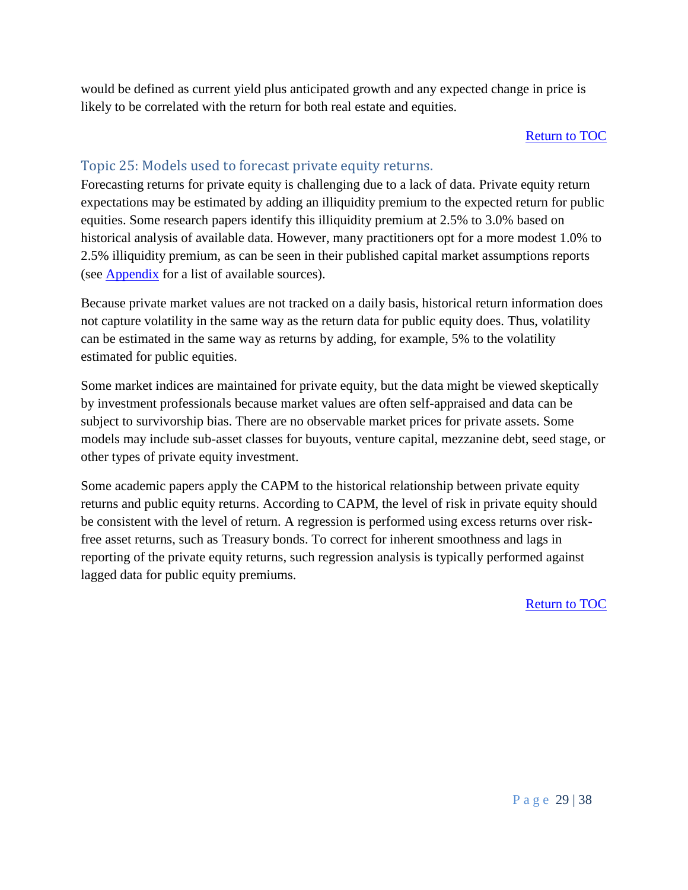would be defined as current yield plus anticipated growth and any expected change in price is likely to be correlated with the return for both real estate and equities.

Return to TOC

## Topic 25: Models used to forecast private equity returns.

Forecasting returns for private equity is challenging due to a lack of data. Private equity return expectations may be estimated by adding an illiquidity premium to the expected return for public equities. Some research papers identify this illiquidity premium at 2.5% to 3.0% based on historical analysis of available data. However, many practitioners opt for a more modest 1.0% to 2.5% illiquidity premium, as can be seen in their published capital market assumptions reports (see Appendix for a list of available sources).

Because private market values are not tracked on a daily basis, historical return information does not capture volatility in the same way as the return data for public equity does. Thus, volatility can be estimated in the same way as returns by adding, for example, 5% to the volatility estimated for public equities.

Some market indices are maintained for private equity, but the data might be viewed skeptically by investment professionals because market values are often self-appraised and data can be subject to survivorship bias. There are no observable market prices for private assets. Some models may include sub-asset classes for buyouts, venture capital, mezzanine debt, seed stage, or other types of private equity investment.

Some academic papers apply the CAPM to the historical relationship between private equity returns and public equity returns. According to CAPM, the level of risk in private equity should be consistent with the level of return. A regression is performed using excess returns over risk-free asset returns, such as Treasury bonds. To correct for inherent smoothness and lags in reporting of the private equity returns, such regression analysis is typically performed against lagged data for public equity premiums.

Return to TOC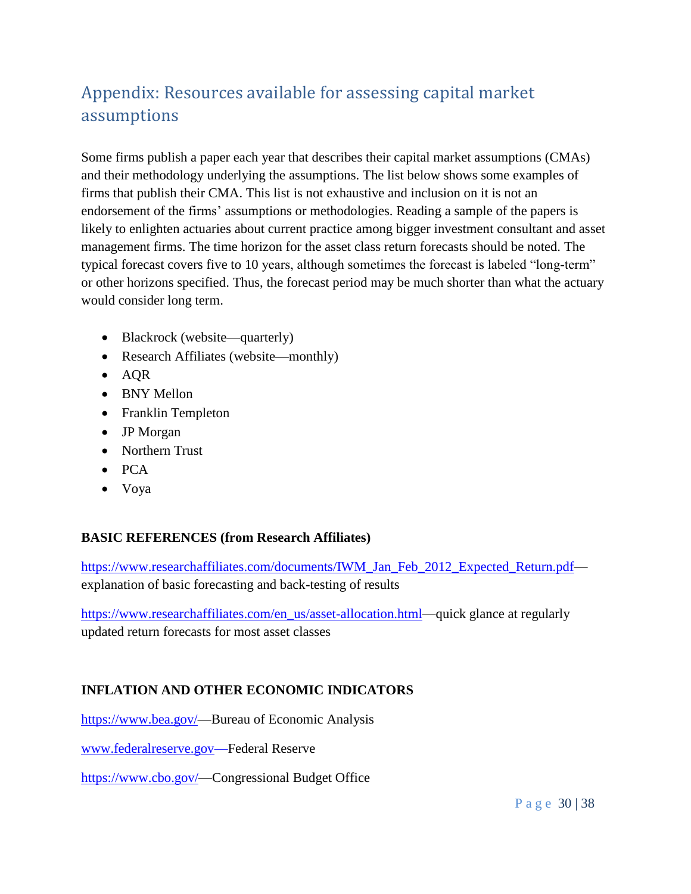## Appendix: Resources available for assessing capital market assumptions

Some firms publish a paper each year that describes their capital market assumptions (CMAs) and their methodology underlying the assumptions. The list below shows some examples of firms that publish their CMA. This list is not exhaustive and inclusion on it is not an endorsement of the firms' assumptions or methodologies. Reading a sample of the papers is likely to enlighten actuaries about current practice among bigger investment consultant and asset management firms. The time horizon for the asset class return forecasts should be noted. The typical forecast covers five to 10 years, although sometimes the forecast is labeled "long-term" or other horizons specified. Thus, the forecast period may be much shorter than what the actuary would consider long term.

- Blackrock (website—quarterly)
- Research Affiliates (website—monthly)
- AQR
- BNY Mellon
- Franklin Templeton
- JP Morgan
- Northern Trust
- PCA
- Voya

**BASIC REFERENCES (from Research Affiliates)**

https://www.researchaffiliates.com/documents/IWM_Jan_Feb_2012_Expected_Return.pdf—explanation of basic forecasting and back-testing of results

https://www.researchaffiliates.com/en_us/asset-allocation.html—quick glance at regularly updated return forecasts for most asset classes

**INFLATION AND OTHER ECONOMIC INDICATORS**

https://www.bea.gov/—Bureau of Economic Analysis

www.federalreserve.gov—Federal Reserve

https://www.cbo.gov/—Congressional Budget Office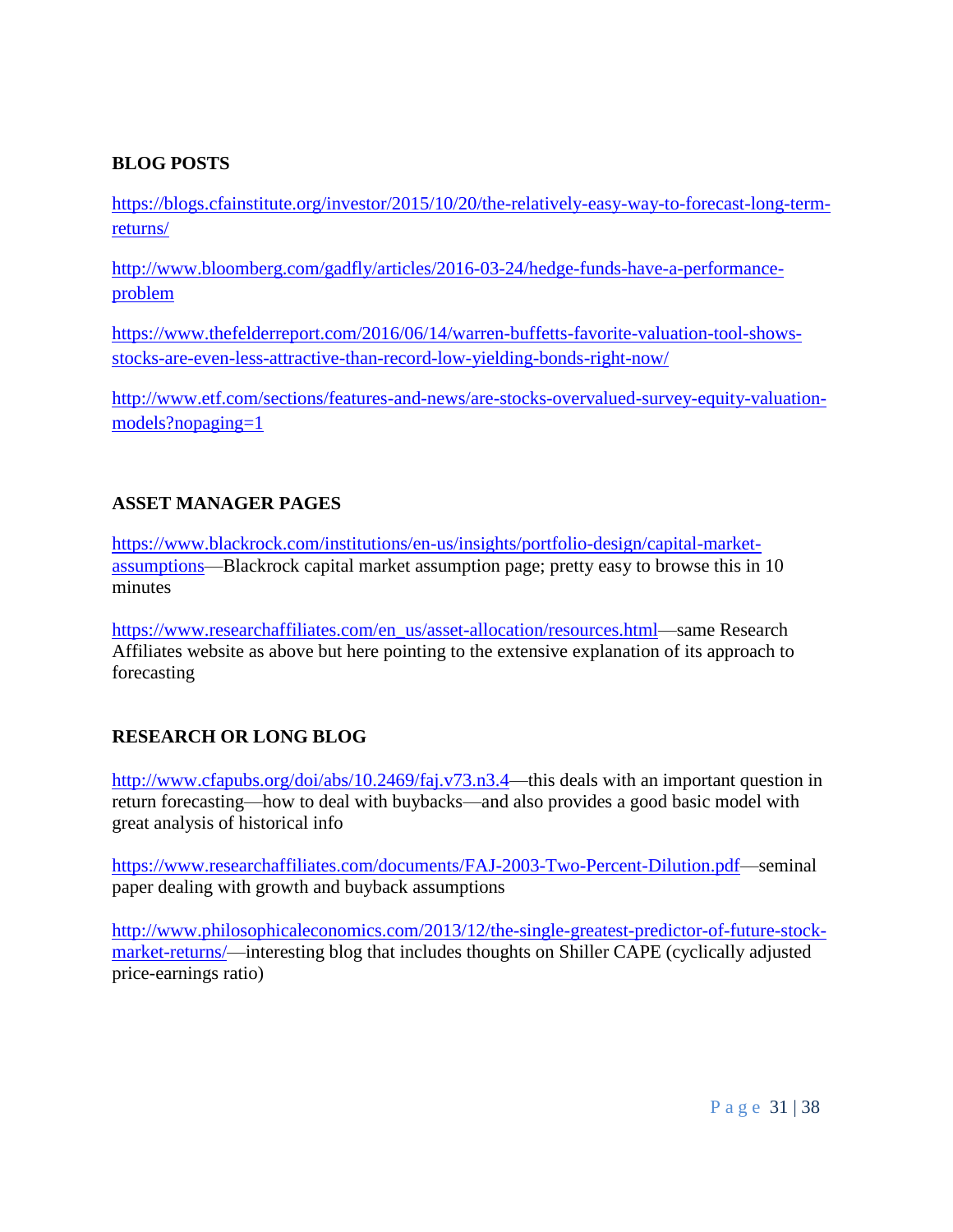**BLOG POSTS**

https://blogs.cfainstitute.org/investor/2015/10/20/the-relatively-easy-way-to-forecast-long-term-returns/

http://www.bloomberg.com/gadfly/articles/2016-03-24/hedge-funds-have-a-performance-problem

https://www.thefelderreport.com/2016/06/14/warren-buffetts-favorite-valuation-tool-shows-stocks-are-even-less-attractive-than-record-low-yielding-bonds-right-now/

http://www.etf.com/sections/features-and-news/are-stocks-overvalued-survey-equity-valuation-models?nopaging=1

**ASSET MANAGER PAGES**

https://www.blackrock.com/institutions/en-us/insights/portfolio-design/capital-market-assumptions—Blackrock capital market assumption page; pretty easy to browse this in 10 minutes

https://www.researchaffiliates.com/en_us/asset-allocation/resources.html—same Research Affiliates website as above but here pointing to the extensive explanation of its approach to forecasting

**RESEARCH OR LONG BLOG**

http://www.cfapubs.org/doi/abs/10.2469/faj.v73.n3.4—this deals with an important question in return forecasting—how to deal with buybacks—and also provides a good basic model with great analysis of historical info

https://www.researchaffiliates.com/documents/FAJ-2003-Two-Percent-Dilution.pdf—seminal paper dealing with growth and buyback assumptions

http://www.philosophicaleconomics.com/2013/12/the-single-greatest-predictor-of-future-stock-market-returns/—interesting blog that includes thoughts on Shiller CAPE (cyclically adjusted price-earnings ratio)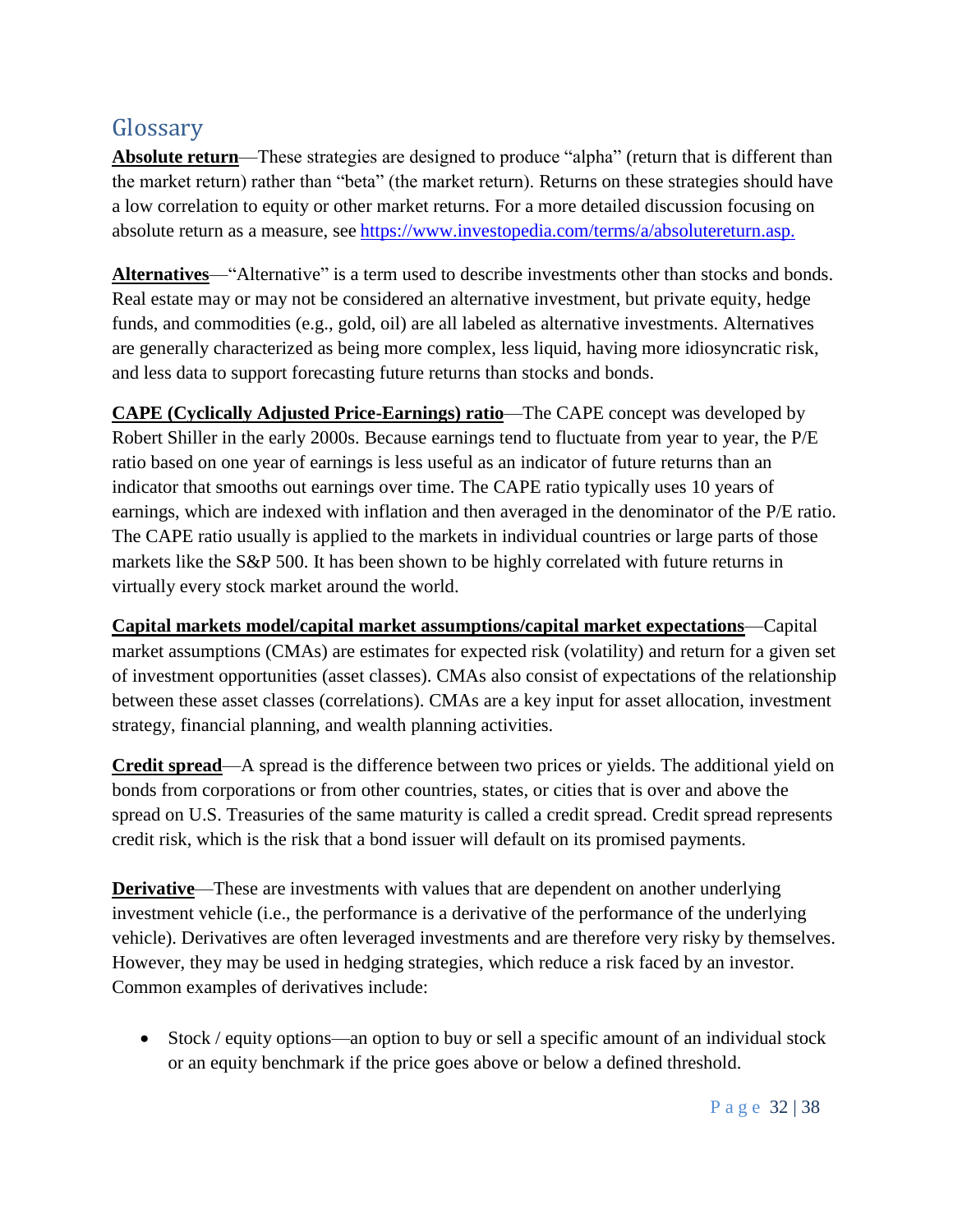## Glossary

**Absolute return**—These strategies are designed to produce "alpha" (return that is different than the market return) rather than "beta" (the market return). Returns on these strategies should have a low correlation to equity or other market returns. For a more detailed discussion focusing on absolute return as a measure, see https://www.investopedia.com/terms/a/absolutereturn.asp.

**Alternatives**—"Alternative" is a term used to describe investments other than stocks and bonds. Real estate may or may not be considered an alternative investment, but private equity, hedge funds, and commodities (e.g., gold, oil) are all labeled as alternative investments. Alternatives are generally characterized as being more complex, less liquid, having more idiosyncratic risk, and less data to support forecasting future returns than stocks and bonds.

**CAPE (Cyclically Adjusted Price-Earnings) ratio**—The CAPE concept was developed by Robert Shiller in the early 2000s. Because earnings tend to fluctuate from year to year, the P/E ratio based on one year of earnings is less useful as an indicator of future returns than an indicator that smooths out earnings over time. The CAPE ratio typically uses 10 years of earnings, which are indexed with inflation and then averaged in the denominator of the P/E ratio. The CAPE ratio usually is applied to the markets in individual countries or large parts of those markets like the S&P 500. It has been shown to be highly correlated with future returns in virtually every stock market around the world.

**Capital markets model/capital market assumptions/capital market expectations**—Capital market assumptions (CMAs) are estimates for expected risk (volatility) and return for a given set of investment opportunities (asset classes). CMAs also consist of expectations of the relationship between these asset classes (correlations). CMAs are a key input for asset allocation, investment strategy, financial planning, and wealth planning activities.

**Credit spread**—A spread is the difference between two prices or yields. The additional yield on bonds from corporations or from other countries, states, or cities that is over and above the spread on U.S. Treasuries of the same maturity is called a credit spread. Credit spread represents credit risk, which is the risk that a bond issuer will default on its promised payments.

**Derivative**—These are investments with values that are dependent on another underlying investment vehicle (i.e., the performance is a derivative of the performance of the underlying vehicle). Derivatives are often leveraged investments and are therefore very risky by themselves. However, they may be used in hedging strategies, which reduce a risk faced by an investor. Common examples of derivatives include:

- Stock / equity options—an option to buy or sell a specific amount of an individual stock or an equity benchmark if the price goes above or below a defined threshold.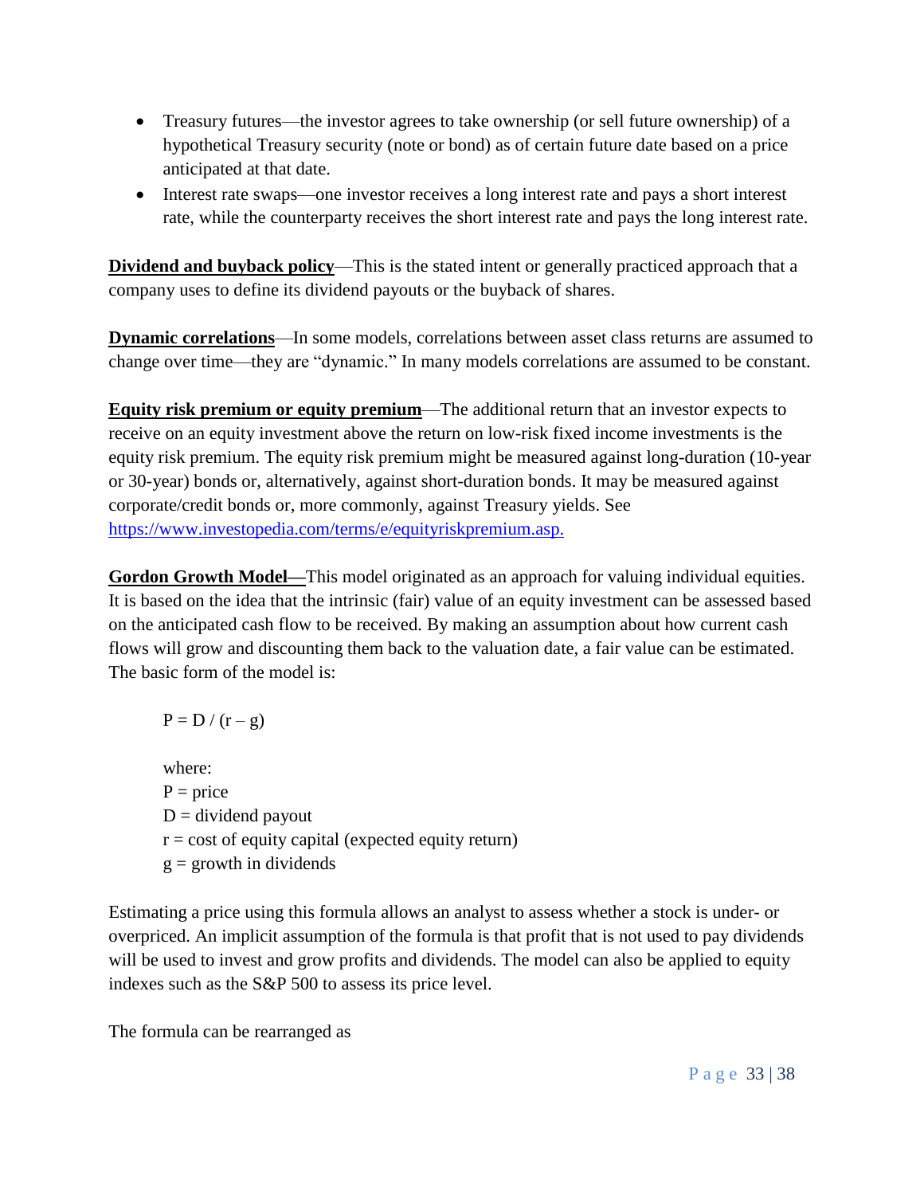- Treasury futures—the investor agrees to take ownership (or sell future ownership) of a hypothetical Treasury security (note or bond) as of certain future date based on a price anticipated at that date.
- Interest rate swaps—one investor receives a long interest rate and pays a short interest rate, while the counterparty receives the short interest rate and pays the long interest rate.

**Dividend and buyback policy**—This is the stated intent or generally practiced approach that a company uses to define its dividend payouts or the buyback of shares.

**Dynamic correlations**—In some models, correlations between asset class returns are assumed to change over time—they are "dynamic." In many models correlations are assumed to be constant.

**Equity risk premium or equity premium**—The additional return that an investor expects to receive on an equity investment above the return on low-risk fixed income investments is the equity risk premium. The equity risk premium might be measured against long-duration (10-year or 30-year) bonds or, alternatively, against short-duration bonds. It may be measured against corporate/credit bonds or, more commonly, against Treasury yields. See https://www.investopedia.com/terms/e/equityriskpremium.asp.

**Gordon Growth Model—**This model originated as an approach for valuing individual equities. It is based on the idea that the intrinsic (fair) value of an equity investment can be assessed based on the anticipated cash flow to be received. By making an assumption about how current cash flows will grow and discounting them back to the valuation date, a fair value can be estimated. The basic form of the model is:

$$P = D / (r - g)$$

where:
$P$ = price
$D$ = dividend payout
$r$ = cost of equity capital (expected equity return)
$g$ = growth in dividends

Estimating a price using this formula allows an analyst to assess whether a stock is under- or overpriced. An implicit assumption of the formula is that profit that is not used to pay dividends will be used to invest and grow profits and dividends. The model can also be applied to equity indexes such as the S&P 500 to assess its price level.

The formula can be rearranged as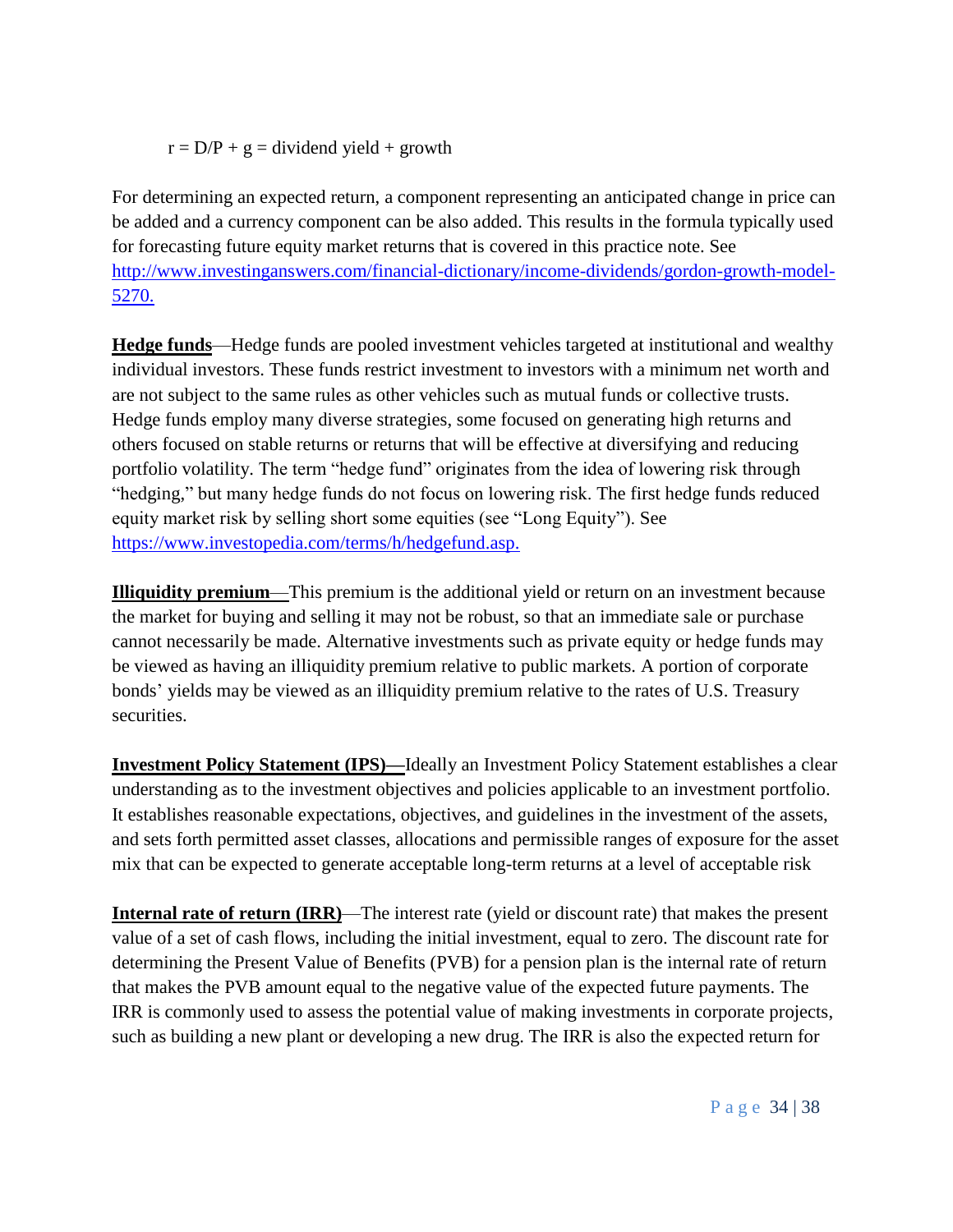$$r = D/P + g = \text{dividend yield} + \text{growth}$$

For determining an expected return, a component representing an anticipated change in price can be added and a currency component can be also added. This results in the formula typically used for forecasting future equity market returns that is covered in this practice note. See http://www.investinganswers.com/financial-dictionary/income-dividends/gordon-growth-model-5270.

**Hedge funds**—Hedge funds are pooled investment vehicles targeted at institutional and wealthy individual investors. These funds restrict investment to investors with a minimum net worth and are not subject to the same rules as other vehicles such as mutual funds or collective trusts. Hedge funds employ many diverse strategies, some focused on generating high returns and others focused on stable returns or returns that will be effective at diversifying and reducing portfolio volatility. The term "hedge fund" originates from the idea of lowering risk through "hedging," but many hedge funds do not focus on lowering risk. The first hedge funds reduced equity market risk by selling short some equities (see "Long Equity"). See https://www.investopedia.com/terms/h/hedgefund.asp.

**Illiquidity premium**—This premium is the additional yield or return on an investment because the market for buying and selling it may not be robust, so that an immediate sale or purchase cannot necessarily be made. Alternative investments such as private equity or hedge funds may be viewed as having an illiquidity premium relative to public markets. A portion of corporate bonds' yields may be viewed as an illiquidity premium relative to the rates of U.S. Treasury securities.

**Investment Policy Statement (IPS)—**Ideally an Investment Policy Statement establishes a clear understanding as to the investment objectives and policies applicable to an investment portfolio. It establishes reasonable expectations, objectives, and guidelines in the investment of the assets, and sets forth permitted asset classes, allocations and permissible ranges of exposure for the asset mix that can be expected to generate acceptable long-term returns at a level of acceptable risk

**Internal rate of return (IRR)**—The interest rate (yield or discount rate) that makes the present value of a set of cash flows, including the initial investment, equal to zero. The discount rate for determining the Present Value of Benefits (PVB) for a pension plan is the internal rate of return that makes the PVB amount equal to the negative value of the expected future payments. The IRR is commonly used to assess the potential value of making investments in corporate projects, such as building a new plant or developing a new drug. The IRR is also the expected return for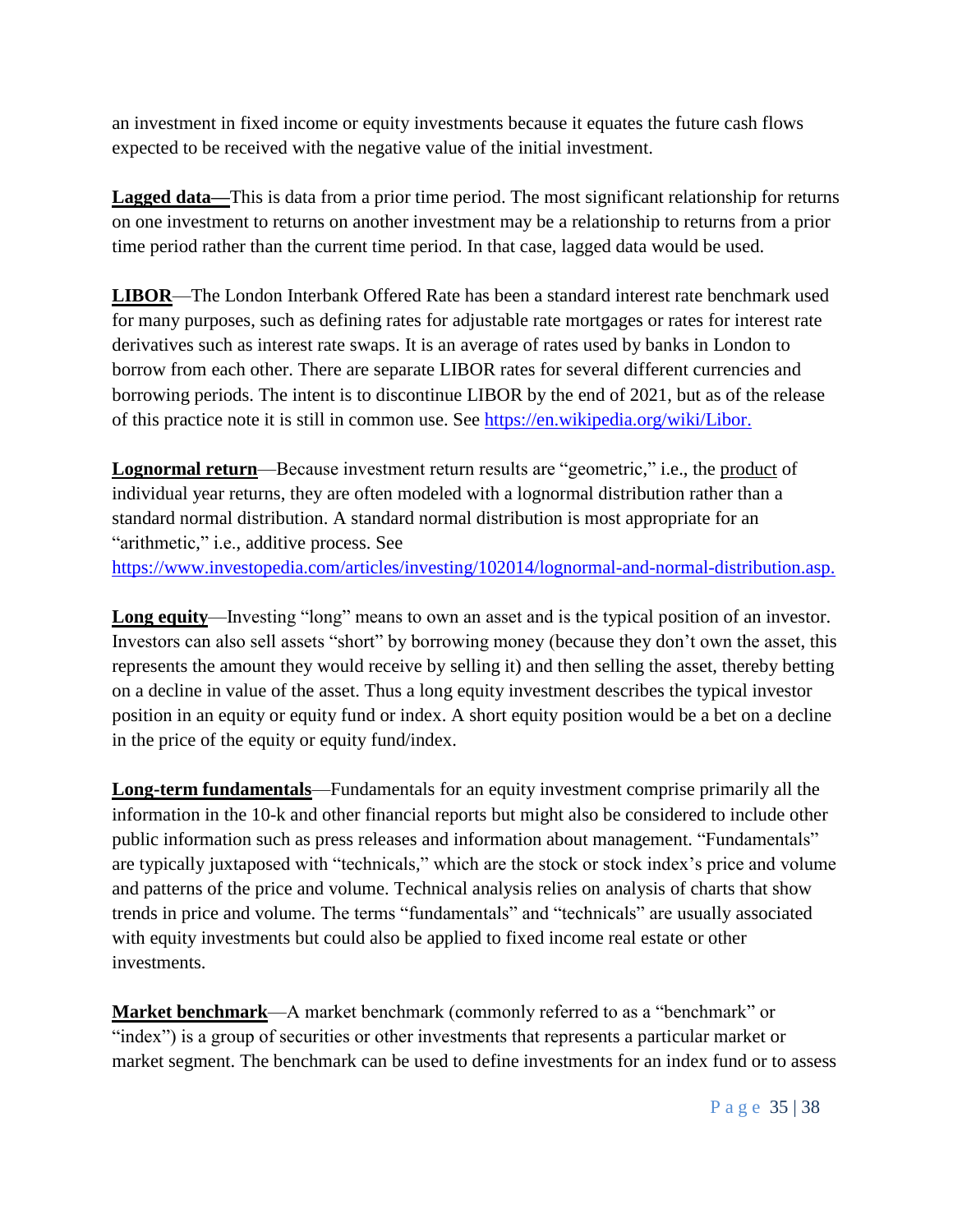an investment in fixed income or equity investments because it equates the future cash flows expected to be received with the negative value of the initial investment.

**Lagged data—**This is data from a prior time period. The most significant relationship for returns on one investment to returns on another investment may be a relationship to returns from a prior time period rather than the current time period. In that case, lagged data would be used.

**LIBOR**—The London Interbank Offered Rate has been a standard interest rate benchmark used for many purposes, such as defining rates for adjustable rate mortgages or rates for interest rate derivatives such as interest rate swaps. It is an average of rates used by banks in London to borrow from each other. There are separate LIBOR rates for several different currencies and borrowing periods. The intent is to discontinue LIBOR by the end of 2021, but as of the release of this practice note it is still in common use. See [https://en.wikipedia.org/wiki/Libor.](https://en.wikipedia.org/wiki/Libor)

**Lognormal return**—Because investment return results are "geometric," i.e., the product of individual year returns, they are often modeled with a lognormal distribution rather than a standard normal distribution. A standard normal distribution is most appropriate for an "arithmetic," i.e., additive process. See [https://www.investopedia.com/articles/investing/102014/lognormal-and-normal-distribution.asp.](https://www.investopedia.com/articles/investing/102014/lognormal-and-normal-distribution.asp)

**Long equity**—Investing "long" means to own an asset and is the typical position of an investor. Investors can also sell assets "short" by borrowing money (because they don't own the asset, this represents the amount they would receive by selling it) and then selling the asset, thereby betting on a decline in value of the asset. Thus a long equity investment describes the typical investor position in an equity or equity fund or index. A short equity position would be a bet on a decline in the price of the equity or equity fund/index.

**Long-term fundamentals**—Fundamentals for an equity investment comprise primarily all the information in the 10-k and other financial reports but might also be considered to include other public information such as press releases and information about management. "Fundamentals" are typically juxtaposed with "technicals," which are the stock or stock index's price and volume and patterns of the price and volume. Technical analysis relies on analysis of charts that show trends in price and volume. The terms "fundamentals" and "technicals" are usually associated with equity investments but could also be applied to fixed income real estate or other investments.

**Market benchmark**—A market benchmark (commonly referred to as a "benchmark" or "index") is a group of securities or other investments that represents a particular market or market segment. The benchmark can be used to define investments for an index fund or to assess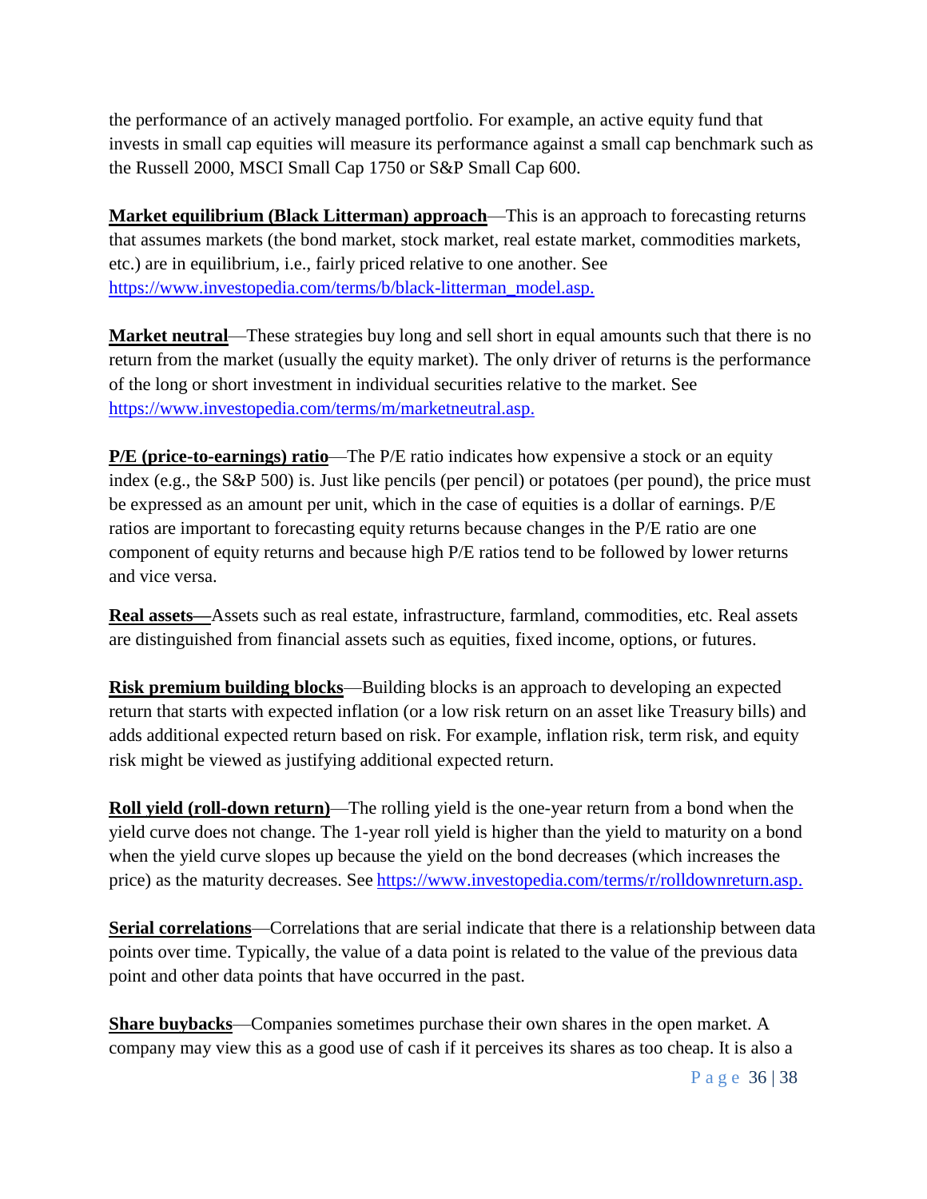the performance of an actively managed portfolio. For example, an active equity fund that invests in small cap equities will measure its performance against a small cap benchmark such as the Russell 2000, MSCI Small Cap 1750 or S&P Small Cap 600.

**Market equilibrium (Black Litterman) approach**—This is an approach to forecasting returns that assumes markets (the bond market, stock market, real estate market, commodities markets, etc.) are in equilibrium, i.e., fairly priced relative to one another. See https://www.investopedia.com/terms/b/black-litterman_model.asp.

**Market neutral**—These strategies buy long and sell short in equal amounts such that there is no return from the market (usually the equity market). The only driver of returns is the performance of the long or short investment in individual securities relative to the market. See https://www.investopedia.com/terms/m/marketneutral.asp.

**P/E (price-to-earnings) ratio**—The P/E ratio indicates how expensive a stock or an equity index (e.g., the S&P 500) is. Just like pencils (per pencil) or potatoes (per pound), the price must be expressed as an amount per unit, which in the case of equities is a dollar of earnings. P/E ratios are important to forecasting equity returns because changes in the P/E ratio are one component of equity returns and because high P/E ratios tend to be followed by lower returns and vice versa.

**Real assets—**Assets such as real estate, infrastructure, farmland, commodities, etc. Real assets are distinguished from financial assets such as equities, fixed income, options, or futures.

**Risk premium building blocks**—Building blocks is an approach to developing an expected return that starts with expected inflation (or a low risk return on an asset like Treasury bills) and adds additional expected return based on risk. For example, inflation risk, term risk, and equity risk might be viewed as justifying additional expected return.

**Roll yield (roll-down return)**—The rolling yield is the one-year return from a bond when the yield curve does not change. The 1-year roll yield is higher than the yield to maturity on a bond when the yield curve slopes up because the yield on the bond decreases (which increases the price) as the maturity decreases. See https://www.investopedia.com/terms/r/rolldownreturn.asp.

**Serial correlations**—Correlations that are serial indicate that there is a relationship between data points over time. Typically, the value of a data point is related to the value of the previous data point and other data points that have occurred in the past.

**Share buybacks**—Companies sometimes purchase their own shares in the open market. A company may view this as a good use of cash if it perceives its shares as too cheap. It is also a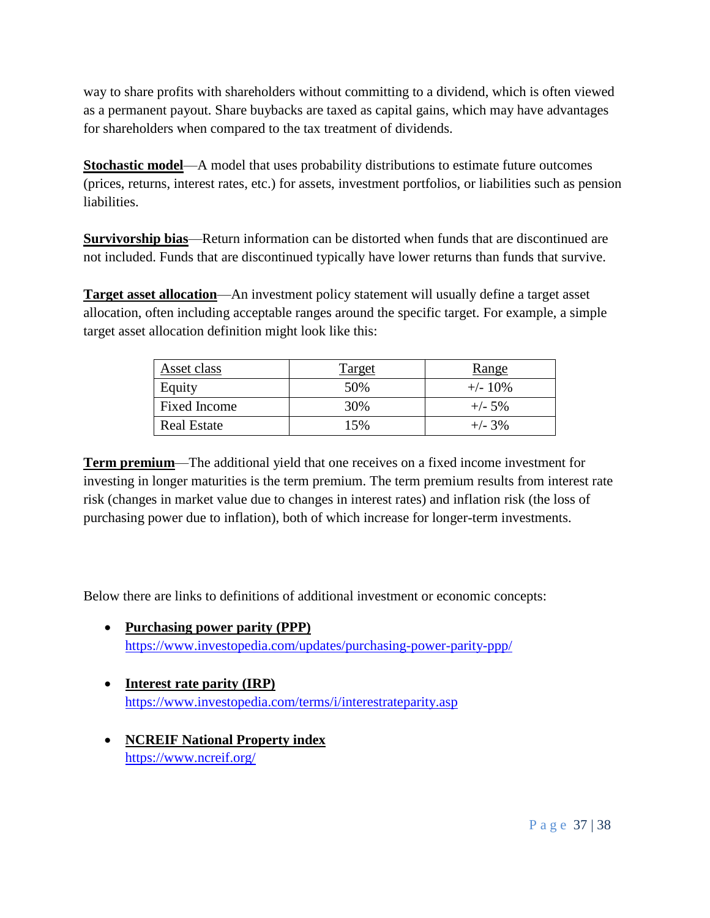way to share profits with shareholders without committing to a dividend, which is often viewed as a permanent payout. Share buybacks are taxed as capital gains, which may have advantages for shareholders when compared to the tax treatment of dividends.

**Stochastic model**—A model that uses probability distributions to estimate future outcomes (prices, returns, interest rates, etc.) for assets, investment portfolios, or liabilities such as pension liabilities.

**Survivorship bias**—Return information can be distorted when funds that are discontinued are not included. Funds that are discontinued typically have lower returns than funds that survive.

**Target asset allocation**—An investment policy statement will usually define a target asset allocation, often including acceptable ranges around the specific target. For example, a simple target asset allocation definition might look like this:

| Asset class | Target | Range |
|---|---|---|
| Equity | 50% | +/- 10% |
| Fixed Income | 30% | +/- 5% |
| Real Estate | 15% | +/- 3% |

**Term premium**—The additional yield that one receives on a fixed income investment for investing in longer maturities is the term premium. The term premium results from interest rate risk (changes in market value due to changes in interest rates) and inflation risk (the loss of purchasing power due to inflation), both of which increase for longer-term investments.

Below there are links to definitions of additional investment or economic concepts:

- **Purchasing power parity (PPP)**
  https://www.investopedia.com/updates/purchasing-power-parity-ppp/

- **Interest rate parity (IRP)**
  https://www.investopedia.com/terms/i/interestrateparity.asp

- **NCREIF National Property index**
  https://www.ncreif.org/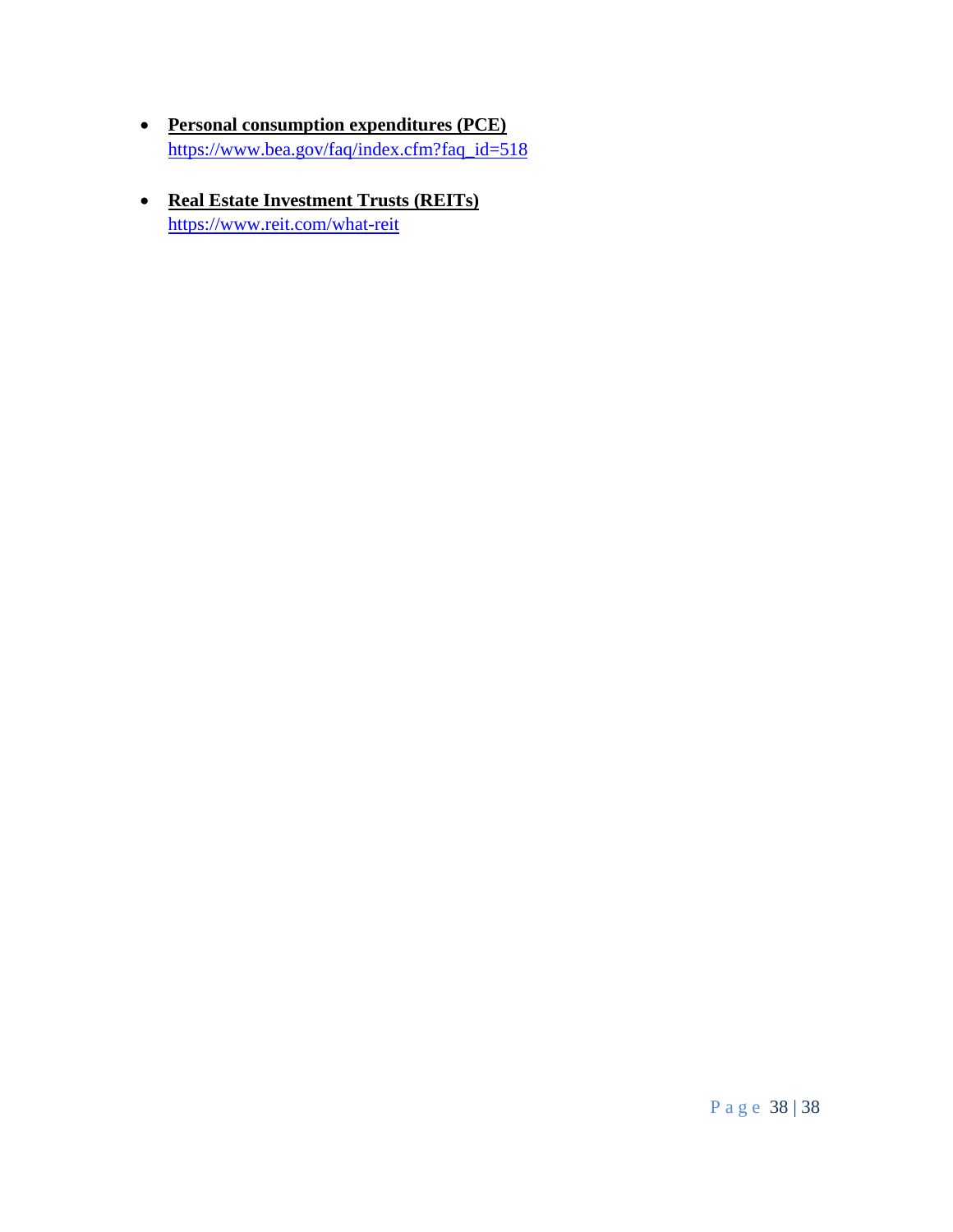- **Personal consumption expenditures (PCE)**
  https://www.bea.gov/faq/index.cfm?faq_id=518

- **Real Estate Investment Trusts (REITs)**
  https://www.reit.com/what-reit